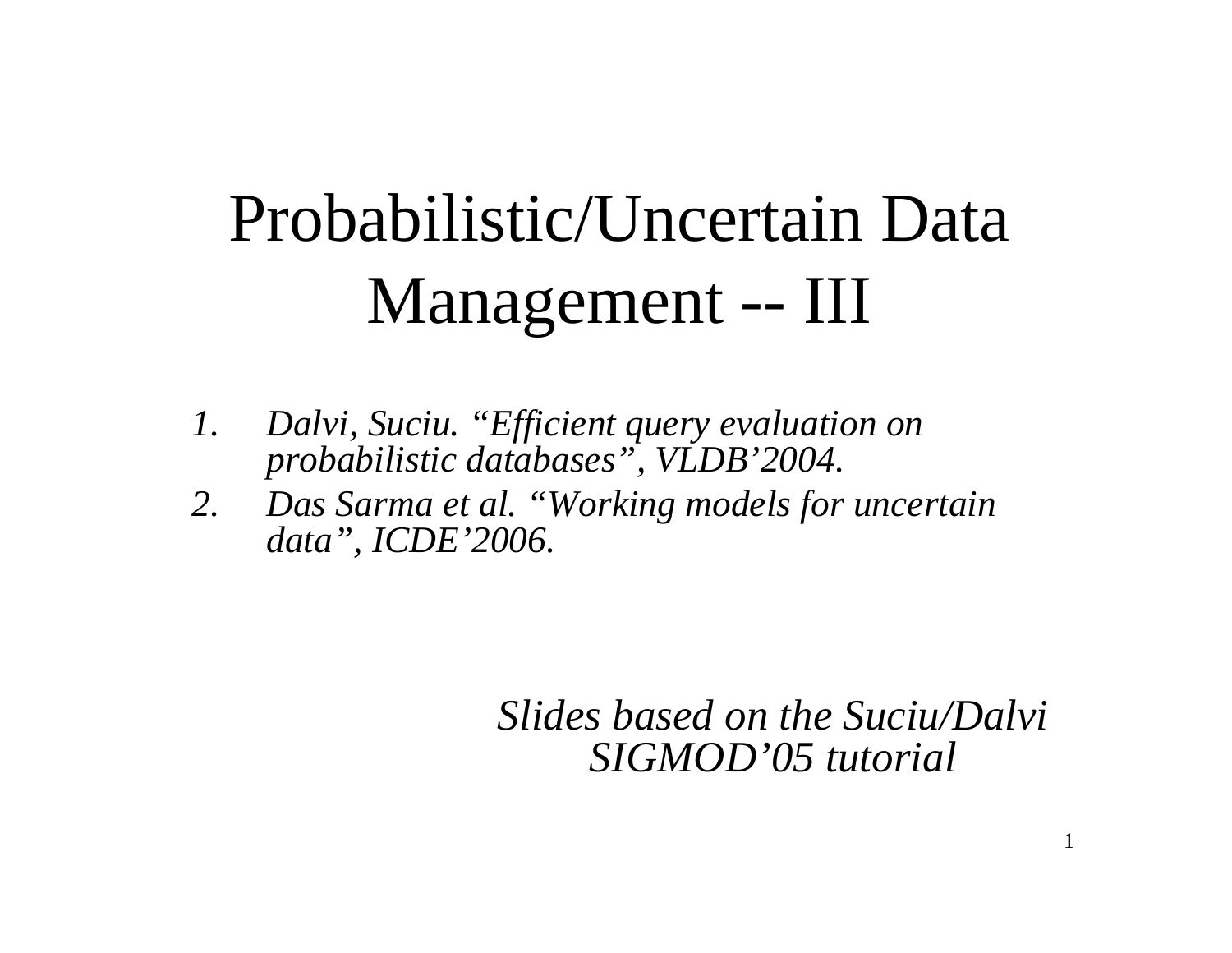# Probabilistic/Uncertain Data Management -- III

1. *Dalvi, Suciu. "Efficient query evaluation on probabilistic databases", VLDB'2004.*
2. *Das Sarma et al. "Working models for uncertain data", ICDE'2006.*

*Slides based on the Suciu/Dalvi SIGMOD'05 tutorial*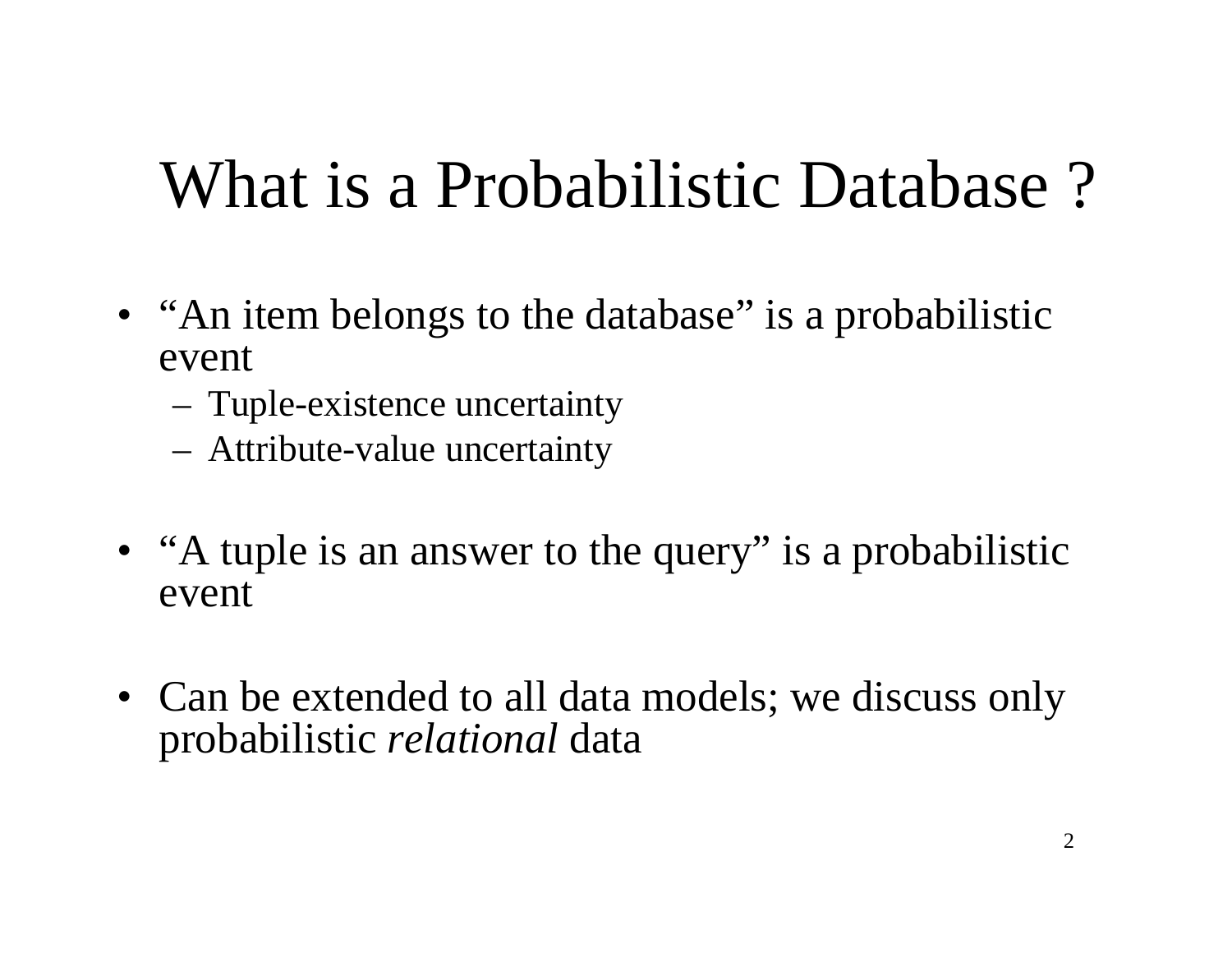# What is a Probabilistic Database ?

- "An item belongs to the database" is a probabilistic event
  - Tuple-existence uncertainty
  - Attribute-value uncertainty
- "A tuple is an answer to the query" is a probabilistic event
- Can be extended to all data models; we discuss only probabilistic *relational* data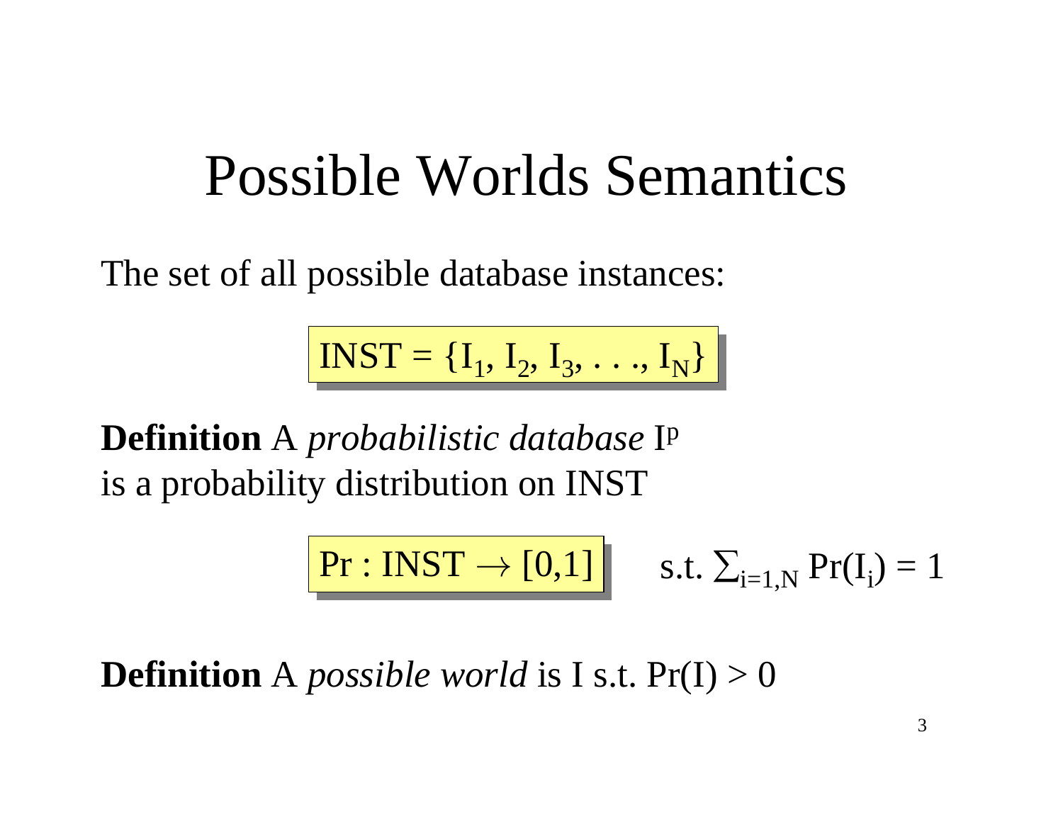# Possible Worlds Semantics

The set of all possible database instances:

$$\text{INST} = \{I_1, I_2, I_3, \ldots, I_N\}$$

**Definition** A *probabilistic database* $I^p$ is a probability distribution on INST

$$\Pr : \text{INST} \rightarrow [0,1] \quad \text{s.t. } \sum_{i=1,N} \Pr(I_i) = 1$$

**Definition** A *possible world* is I s.t. $\Pr(I) > 0$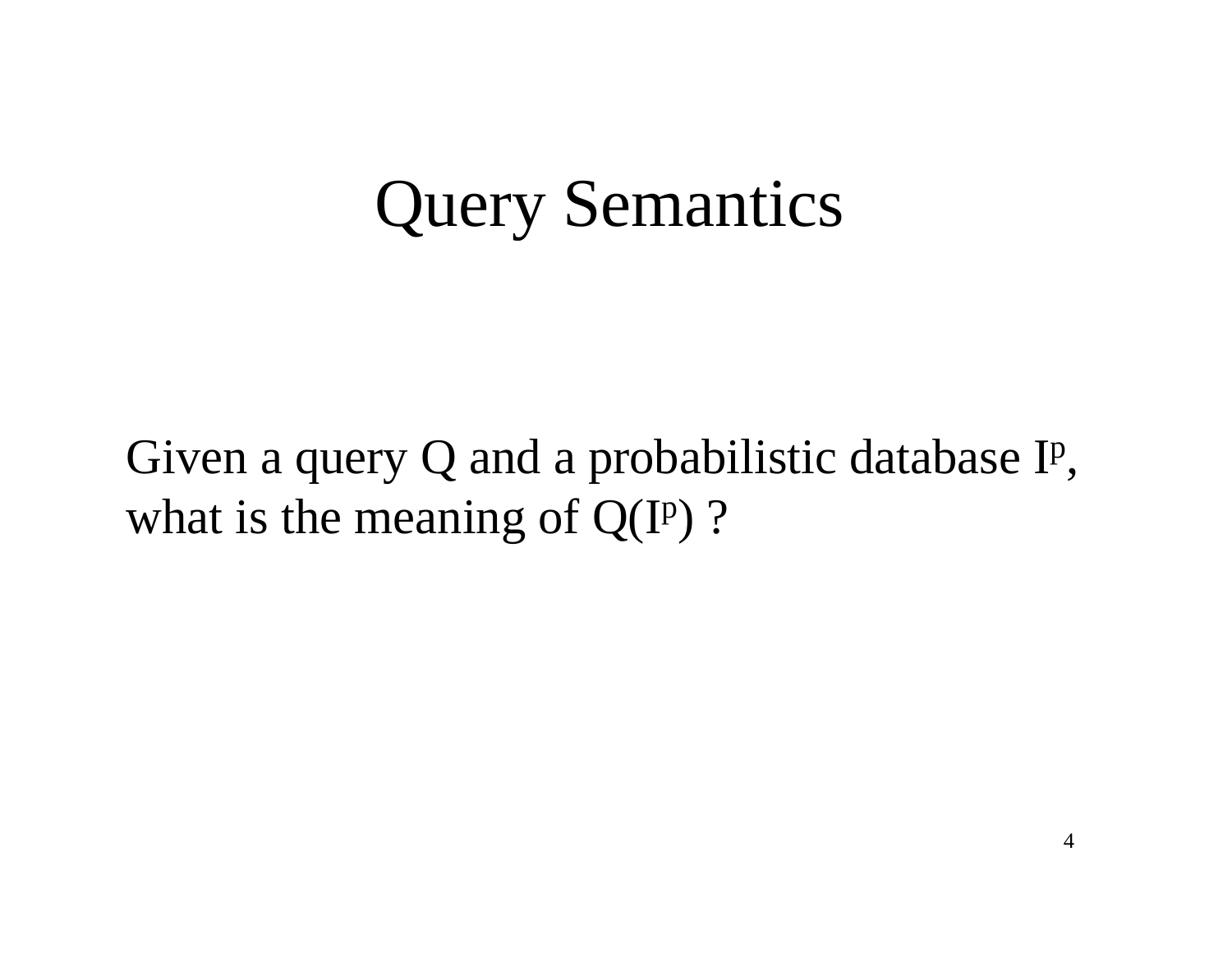# Query Semantics

Given a query Q and a probabilistic database $I^p$, what is the meaning of $Q(I^p)$ ?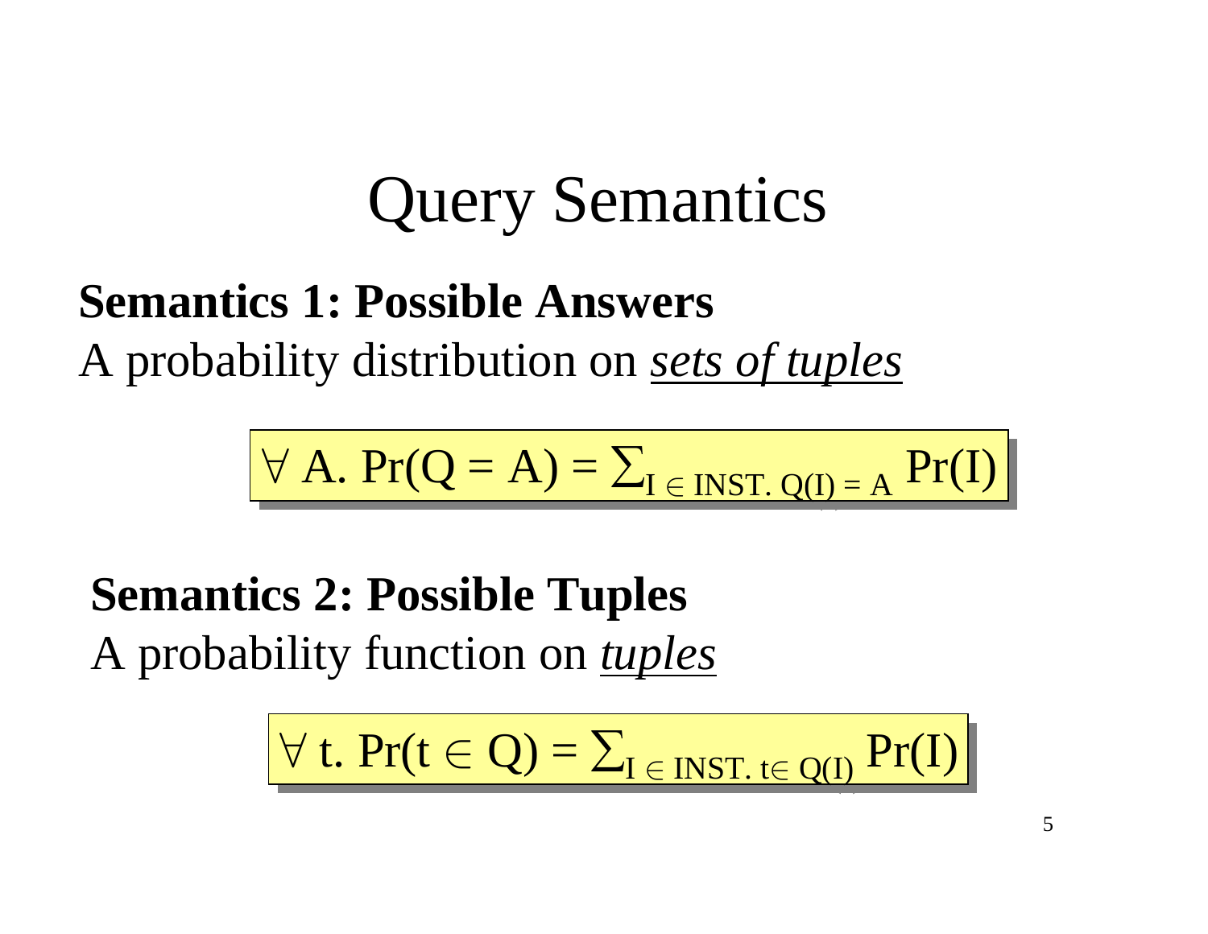# Query Semantics

**Semantics 1: Possible Answers**

A probability distribution on *sets of tuples*

$$\forall A.\ \Pr(Q = A) = \sum_{I \in INST.\ Q(I) = A} \Pr(I)$$

**Semantics 2: Possible Tuples**

A probability function on *tuples*

$$\forall t.\ \Pr(t \in Q) = \sum_{I \in INST.\ t \in Q(I)} \Pr(I)$$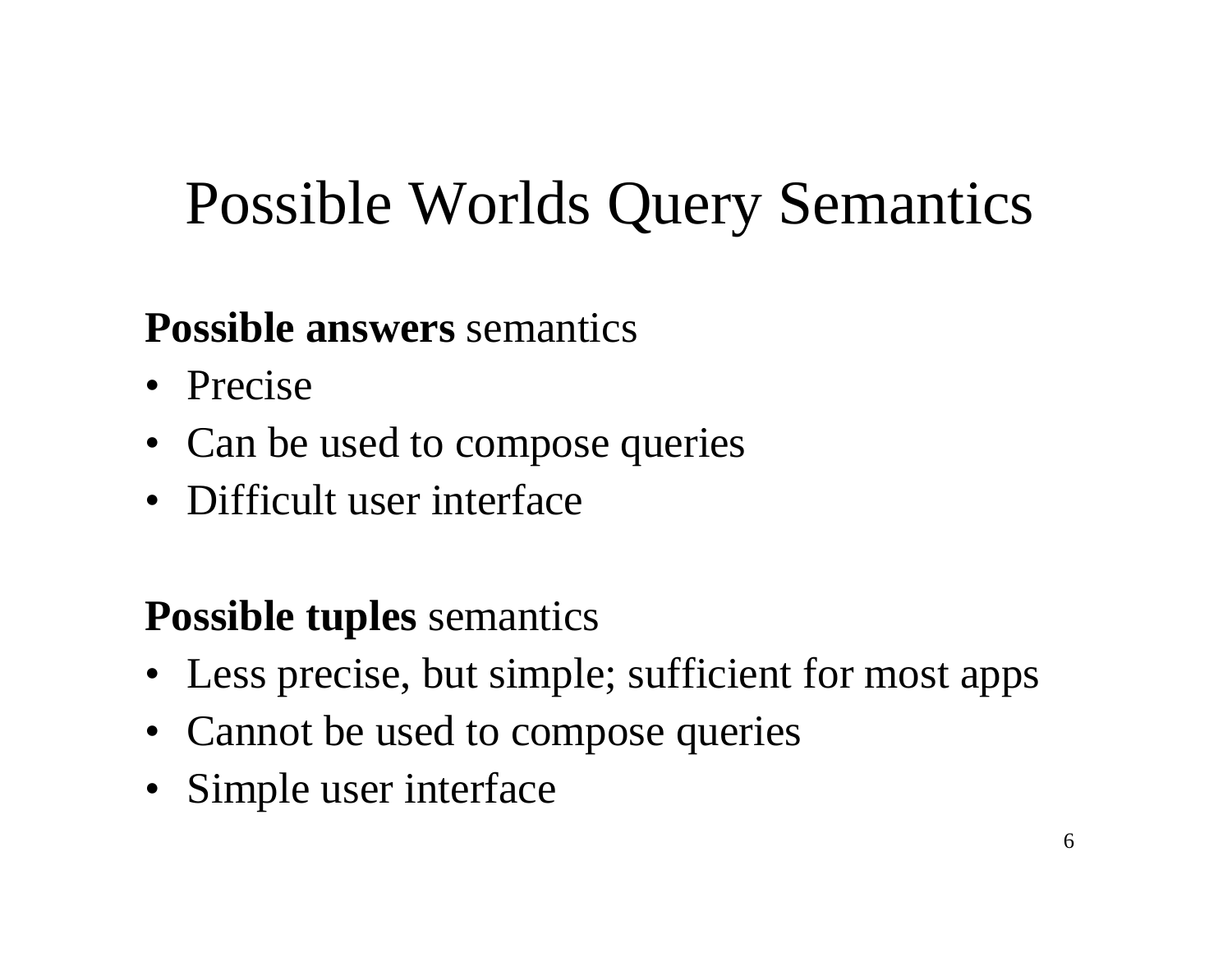# Possible Worlds Query Semantics

**Possible answers** semantics

- Precise
- Can be used to compose queries
- Difficult user interface

**Possible tuples** semantics

- Less precise, but simple; sufficient for most apps
- Cannot be used to compose queries
- Simple user interface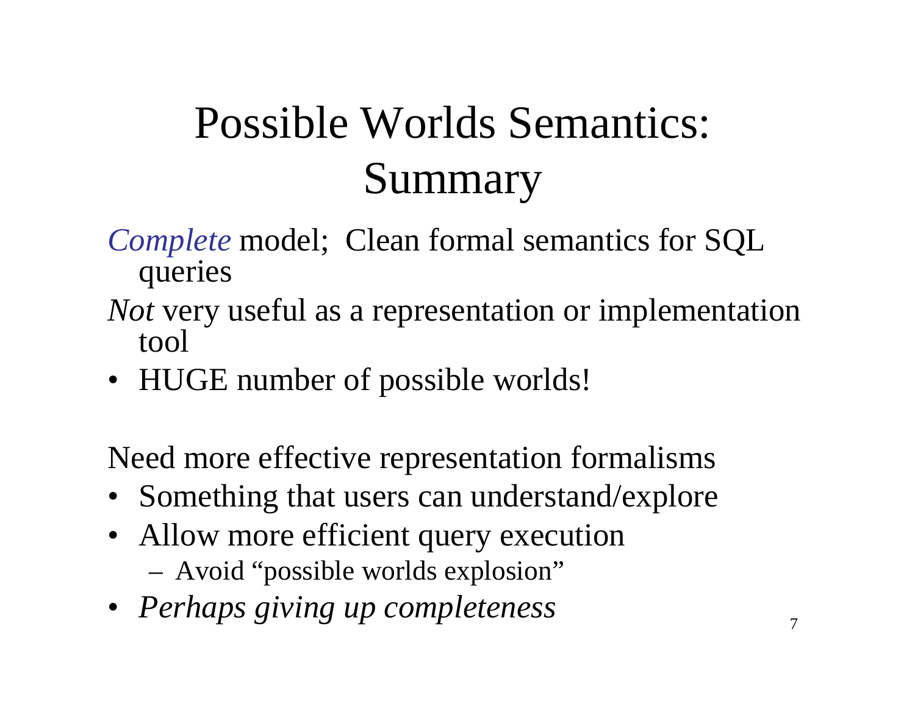# Possible Worlds Semantics: Summary

*Complete* model; Clean formal semantics for SQL queries

*Not* very useful as a representation or implementation tool

- HUGE number of possible worlds!

Need more effective representation formalisms

- Something that users can understand/explore
- Allow more efficient query execution
  - Avoid "possible worlds explosion"
- *Perhaps giving up completeness*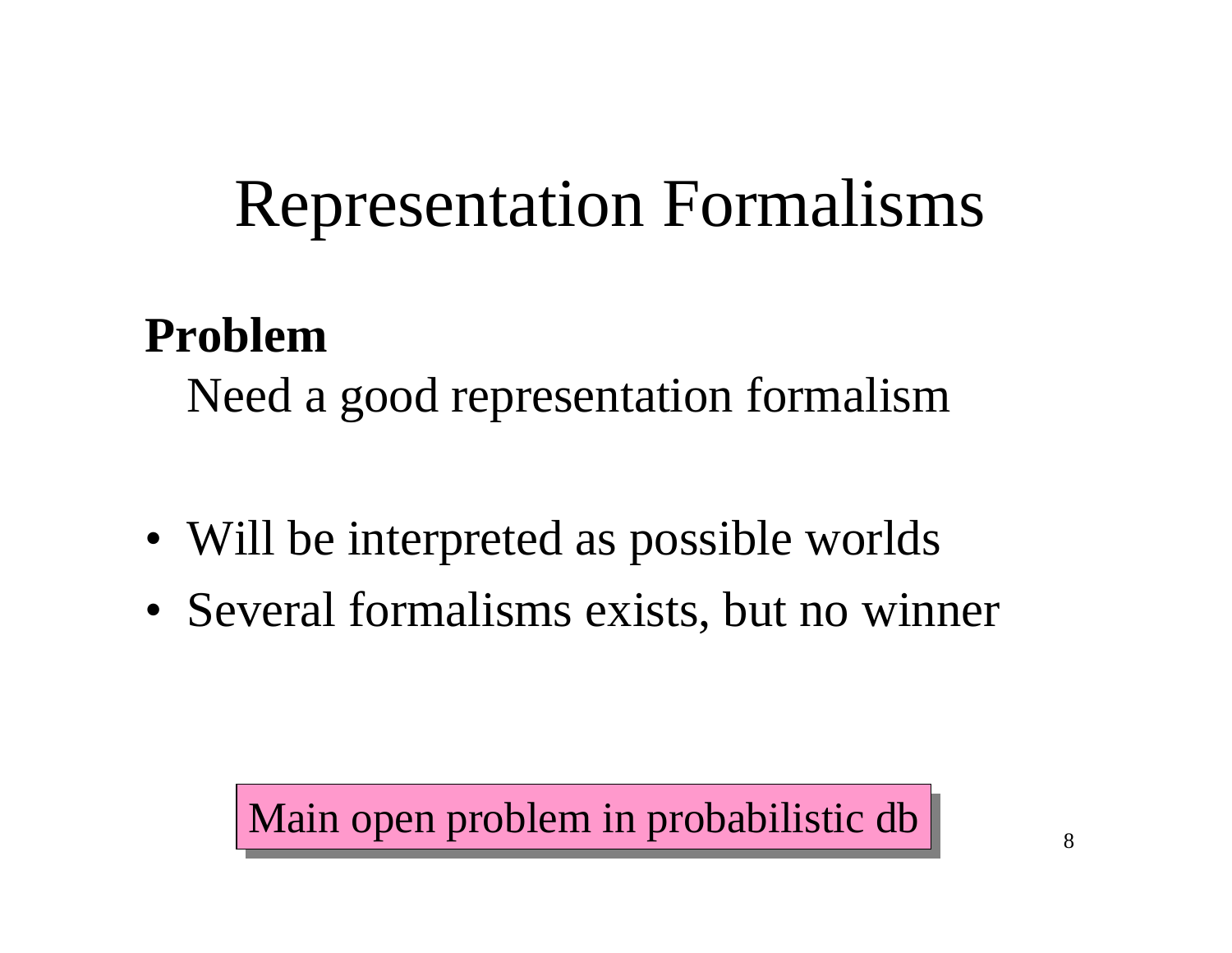# Representation Formalisms

**Problem**

Need a good representation formalism

- Will be interpreted as possible worlds
- Several formalisms exists, but no winner

Main open problem in probabilistic db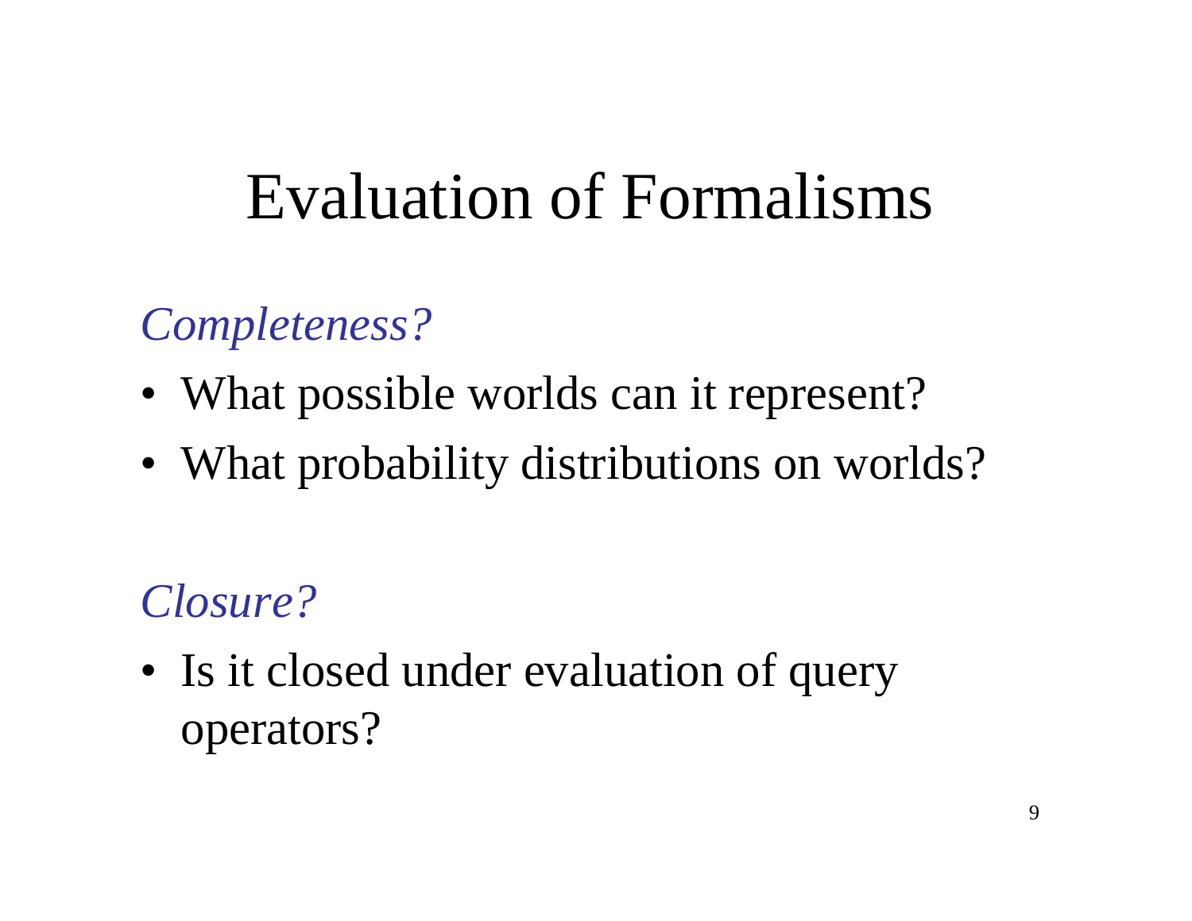# Evaluation of Formalisms

*Completeness?*

- What possible worlds can it represent?
- What probability distributions on worlds?

*Closure?*

- Is it closed under evaluation of query operators?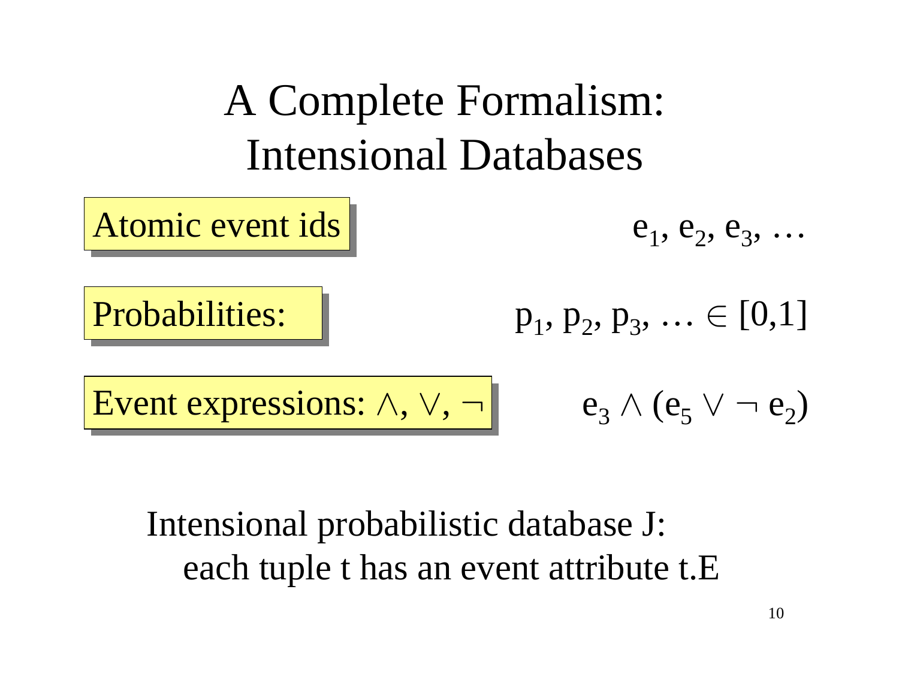# A Complete Formalism: Intensional Databases

**Atomic event ids** $e_1, e_2, e_3, \ldots$

**Probabilities:** $p_1, p_2, p_3, \ldots \in [0,1]$

**Event expressions: $\wedge, \vee, \neg$** $e_3 \wedge (e_5 \vee \neg e_2)$

Intensional probabilistic database J:
each tuple t has an event attribute t.E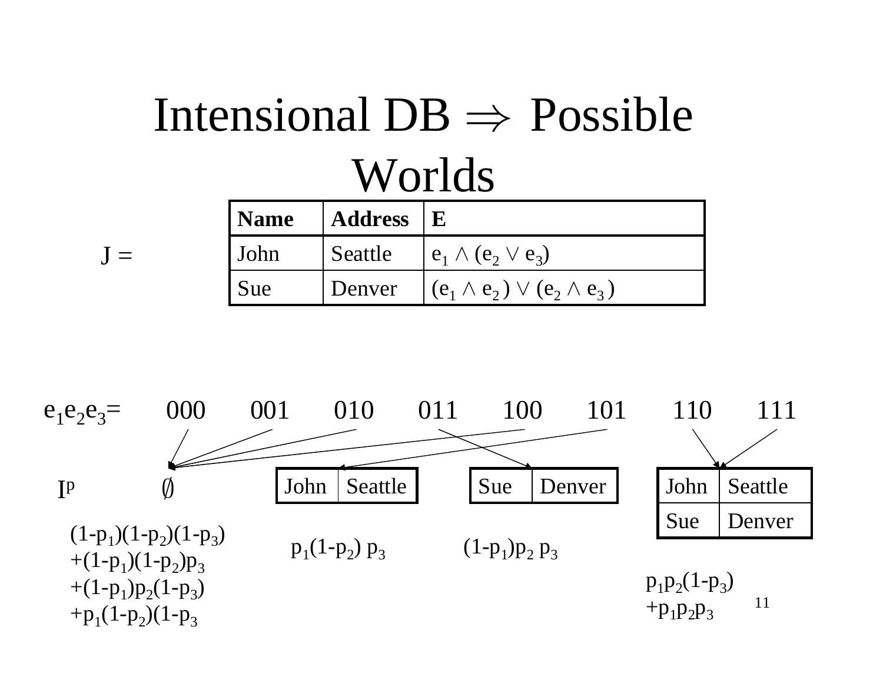# Intensional DB $\Rightarrow$ Possible Worlds

J =

| Name | Address | E |
|---|---|---|
| John | Seattle | $e_1 \wedge (e_2 \vee e_3)$ |
| Sue | Denver | $(e_1 \wedge e_2) \vee (e_2 \wedge e_3)$ |

$e_1e_2e_3$= 000 001 010 011 100 101 110 111

$I^p$

$\emptyset$ (000, 001, 010, 100):

$(1-p_1)(1-p_2)(1-p_3)$
$+(1-p_1)(1-p_2)p_3$
$+(1-p_1)p_2(1-p_3)$
$+p_1(1-p_2)(1-p_3$

101:

| John | Seattle |
|---|---|

$p_1(1-p_2)\, p_3$

011:

| Sue | Denver |
|---|---|

$(1-p_1)p_2\, p_3$

110, 111:

| John | Seattle |
|---|---|
| Sue | Denver |

$p_1p_2(1-p_3)$
$+p_1p_2p_3$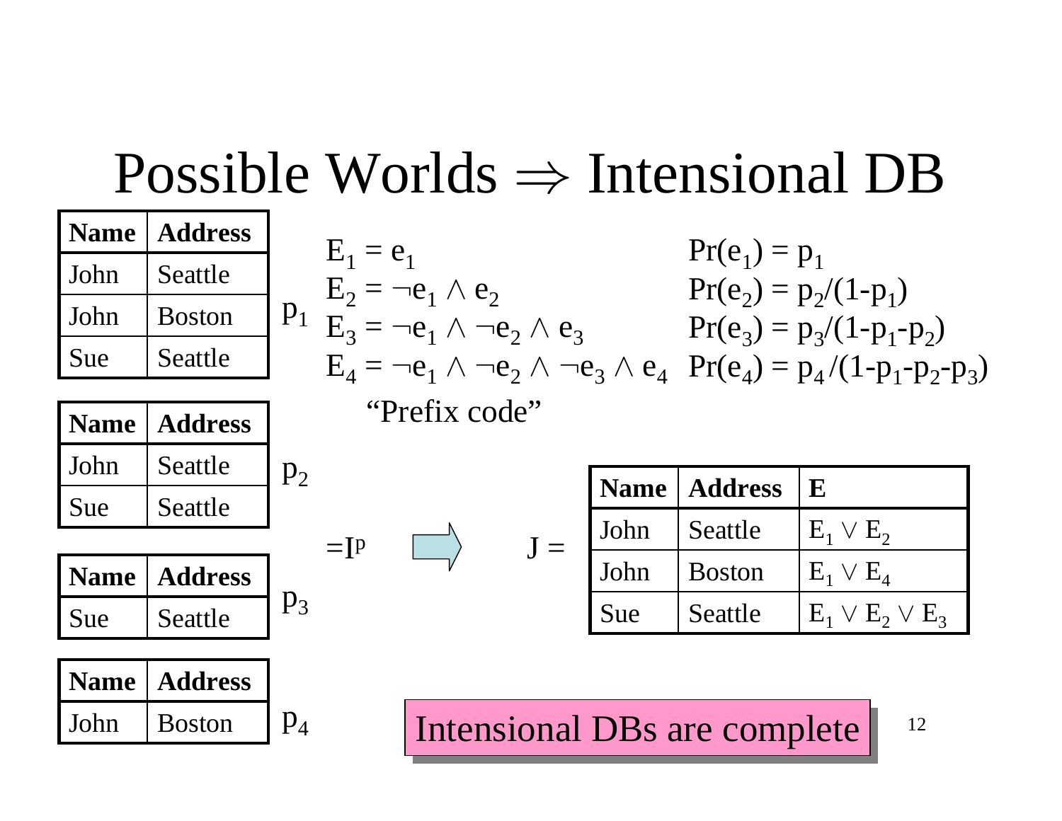# Possible Worlds ⇒ Intensional DB

| Name | Address |
| --- | --- |
| John | Seattle |
| John | Boston |
| Sue | Seattle |

$p_1$

| Name | Address |
| --- | --- |
| John | Seattle |
| Sue | Seattle |

$p_2$

| Name | Address |
| --- | --- |
| Sue | Seattle |

$p_3$

| Name | Address |
| --- | --- |
| John | Boston |

$p_4$

$=I^p$

$E_1 = e_1$ $\quad Pr(e_1) = p_1$

$E_2 = \neg e_1 \wedge e_2$ $\quad Pr(e_2) = p_2/(1-p_1)$

$E_3 = \neg e_1 \wedge \neg e_2 \wedge e_3$ $\quad Pr(e_3) = p_3/(1-p_1-p_2)$

$E_4 = \neg e_1 \wedge \neg e_2 \wedge \neg e_3 \wedge e_4$ $\quad Pr(e_4) = p_4/(1-p_1-p_2-p_3)$

"Prefix code"

⇒ J =

| Name | Address | E |
| --- | --- | --- |
| John | Seattle | $E_1 \vee E_2$ |
| John | Boston | $E_1 \vee E_4$ |
| Sue | Seattle | $E_1 \vee E_2 \vee E_3$ |

**Intensional DBs are complete**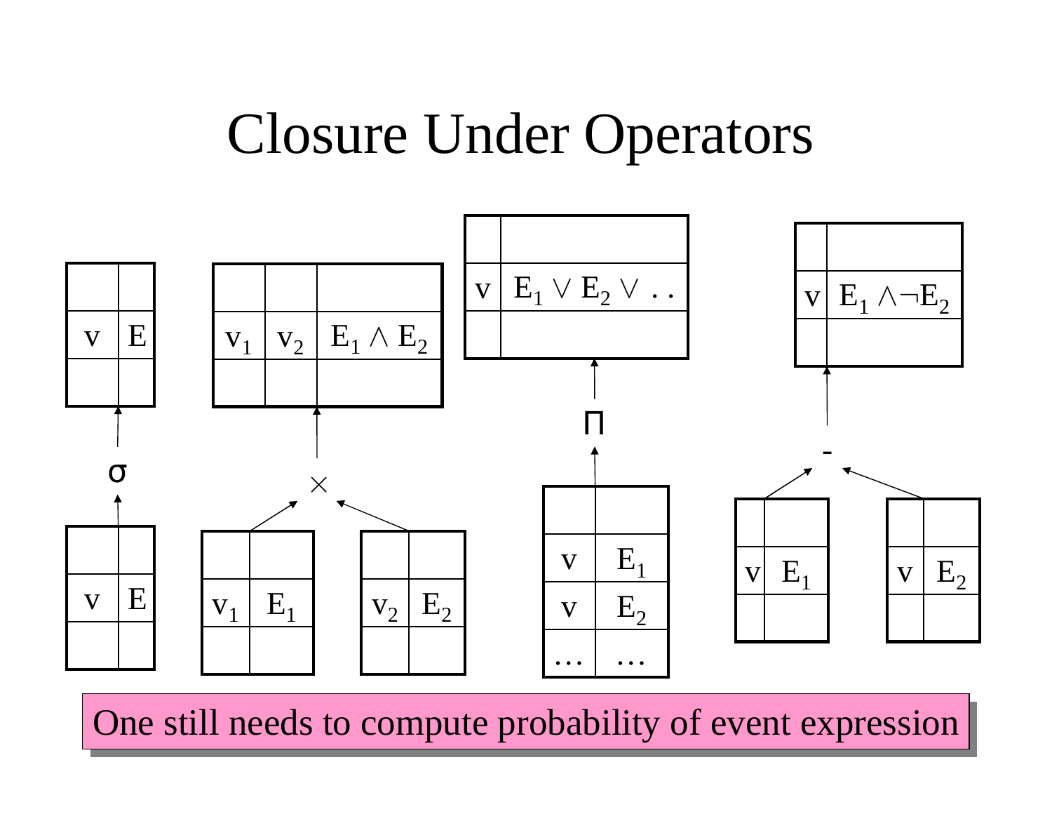# Closure Under Operators

**Selection ($\sigma$):**

| | |
|---|---|
| | |
| v | $E$ |
| | |

$\downarrow \sigma$

| | |
|---|---|
| | |
| v | $E$ |
| | |

**Cross product ($\times$):**

| | |
|---|---|
| | |
| $v_1$ | $E_1$ |
| | |

$\times$

| | |
|---|---|
| | |
| $v_2$ | $E_2$ |
| | |

$\rightarrow$

| | | |
|---|---|---|
| | | |
| $v_1$ | $v_2$ | $E_1 \wedge E_2$ |
| | | |

**Projection ($\Pi$):**

| | |
|---|---|
| | |
| v | $E_1$ |
| v | $E_2$ |
| … | … |

$\rightarrow \Pi$

| | |
|---|---|
| | |
| v | $E_1 \vee E_2 \vee ..$ |
| | |

**Difference (-):**

| | |
|---|---|
| | |
| v | $E_1$ |
| | |

-

| | |
|---|---|
| | |
| v | $E_2$ |
| | |

$\rightarrow$

| | |
|---|---|
| | |
| v | $E_1 \wedge \neg E_2$ |
| | |

One still needs to compute probability of event expression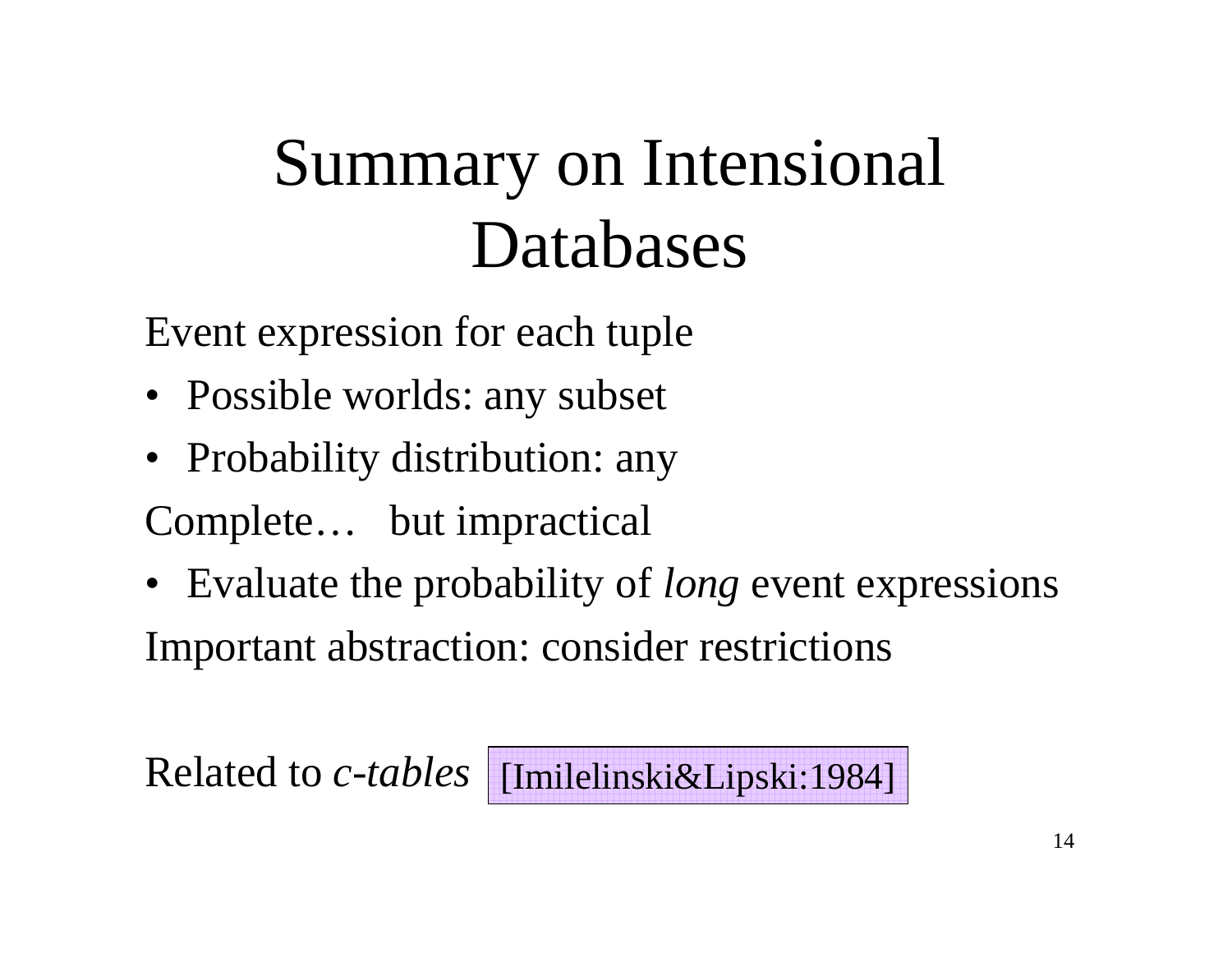# Summary on Intensional Databases

Event expression for each tuple

- Possible worlds: any subset
- Probability distribution: any

Complete… but impractical

- Evaluate the probability of *long* event expressions

Important abstraction: consider restrictions

Related to *c-tables* [Imilelinski&Lipski:1984]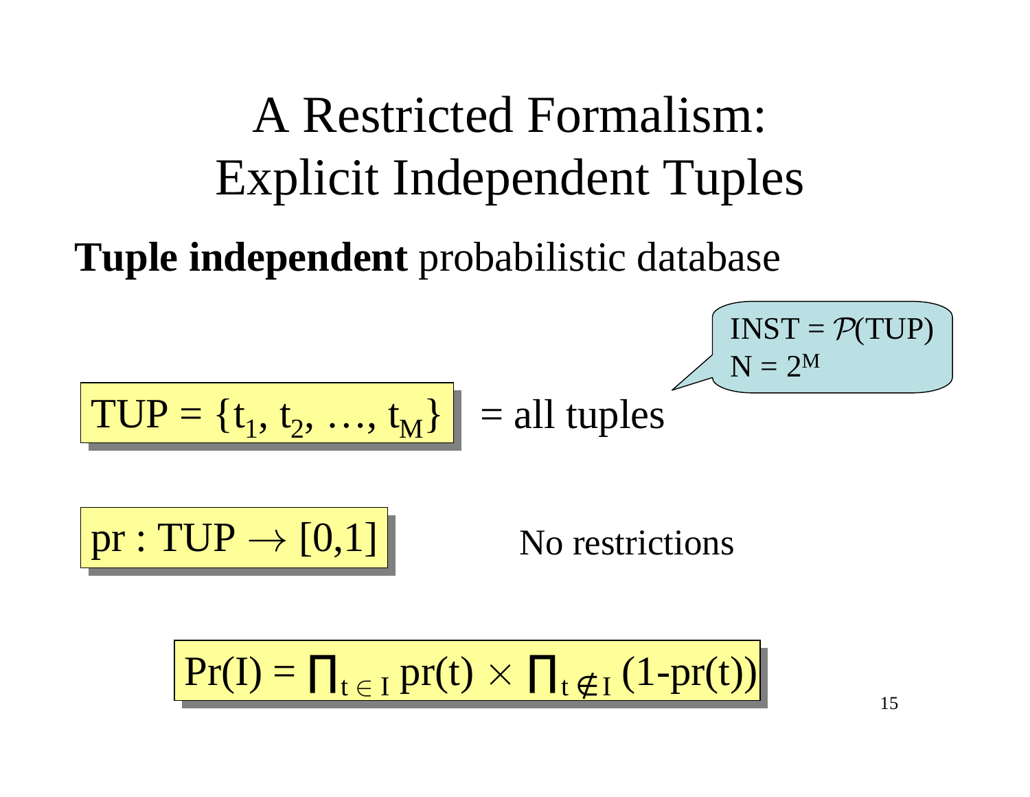# A Restricted Formalism: Explicit Independent Tuples

**Tuple independent** probabilistic database

INST = $\mathcal{P}$(TUP)
N = $2^M$

$\text{TUP} = \{t_1, t_2, \ldots, t_M\}$ = all tuples

$\text{pr} : \text{TUP} \rightarrow [0,1]$ No restrictions

$$\Pr(I) = \prod_{t \in I} \text{pr}(t) \times \prod_{t \notin I} (1-\text{pr}(t))$$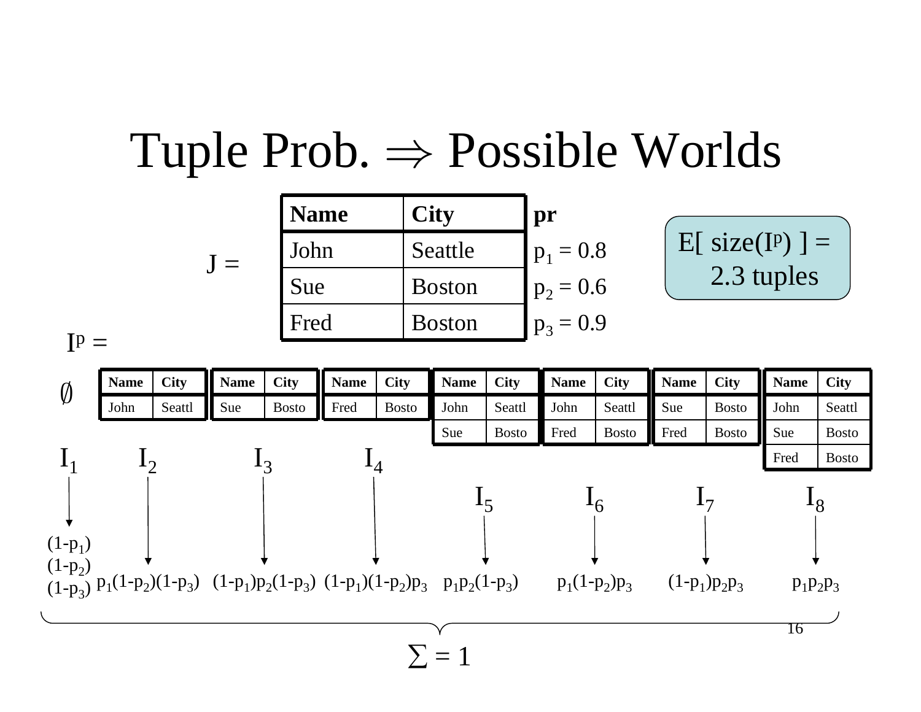# Tuple Prob. $\Rightarrow$ Possible Worlds

J =

| Name | City | pr |
|---|---|---|
| John | Seattle | $p_1 = 0.8$ |
| Sue | Boston | $p_2 = 0.6$ |
| Fred | Boston | $p_3 = 0.9$ |

E[ size($I^p$) ] = 2.3 tuples

$I^p$ =

$I_1$: $\emptyset$ → $(1-p_1)(1-p_2)(1-p_3)$

$I_2$:

| Name | City |
|---|---|
| John | Seattl |

→ $p_1(1-p_2)(1-p_3)$

$I_3$:

| Name | City |
|---|---|
| Sue | Bosto |

→ $(1-p_1)p_2(1-p_3)$

$I_4$:

| Name | City |
|---|---|
| Fred | Bosto |

→ $(1-p_1)(1-p_2)p_3$

$I_5$:

| Name | City |
|---|---|
| John | Seattl |
| Sue | Bosto |

→ $p_1p_2(1-p_3)$

$I_6$:

| Name | City |
|---|---|
| John | Seattl |
| Fred | Bosto |

→ $p_1(1-p_2)p_3$

$I_7$:

| Name | City |
|---|---|
| Sue | Bosto |
| Fred | Bosto |

→ $(1-p_1)p_2p_3$

$I_8$:

| Name | City |
|---|---|
| John | Seattl |
| Sue | Bosto |
| Fred | Bosto |

→ $p_1p_2p_3$

$\sum = 1$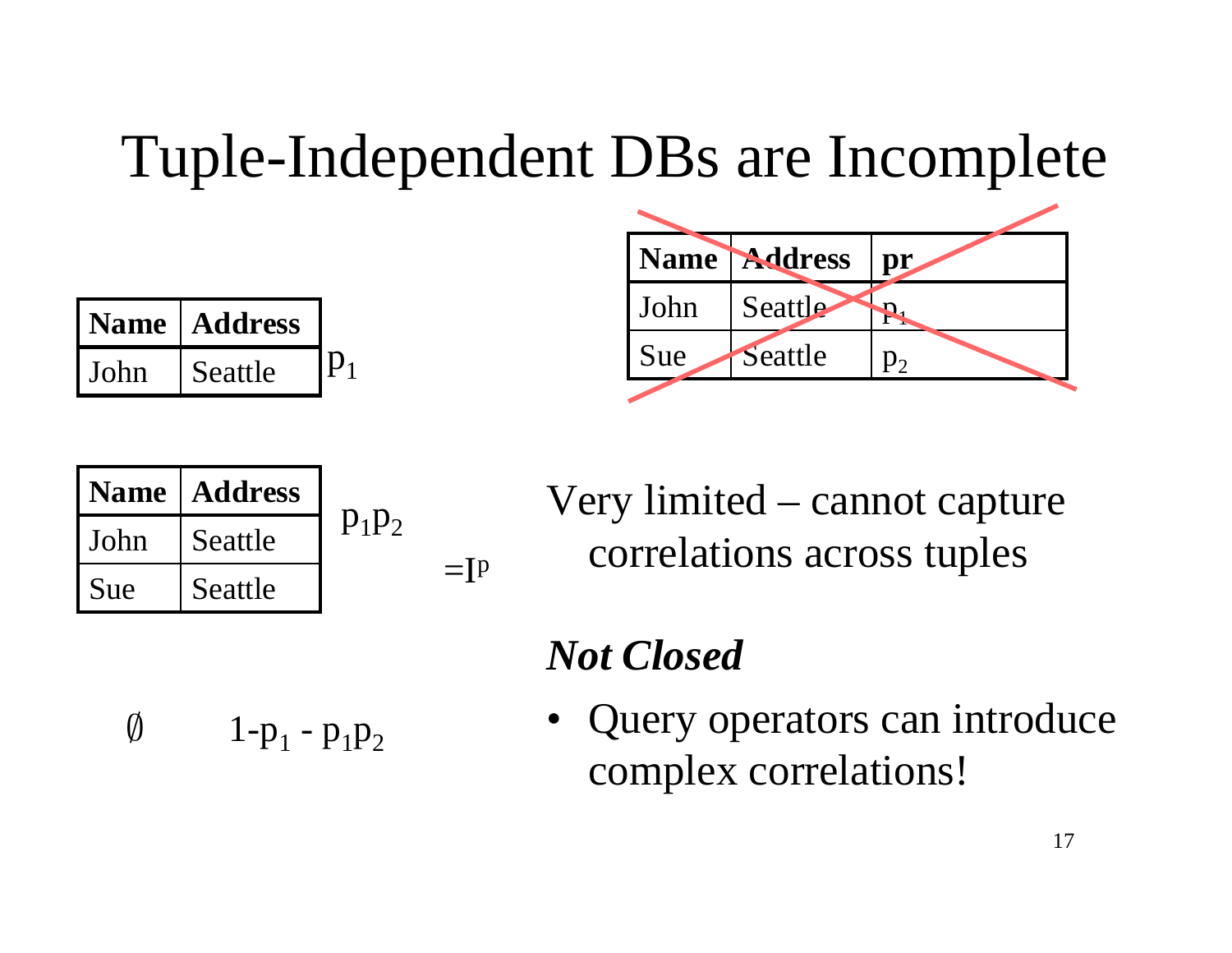# Tuple-Independent DBs are Incomplete

| Name | Address | pr |
|---|---|---|
| John | Seattle | $p_1$ |
| Sue | Seattle | $p_2$ |

| Name | Address |
|---|---|
| John | Seattle |

$p_1$

| Name | Address |
|---|---|
| John | Seattle |
| Sue | Seattle |

$p_1 p_2$

$= I^p$

$\emptyset$ $\quad 1 - p_1 - p_1 p_2$

Very limited – cannot capture correlations across tuples

***Not Closed***

- Query operators can introduce complex correlations!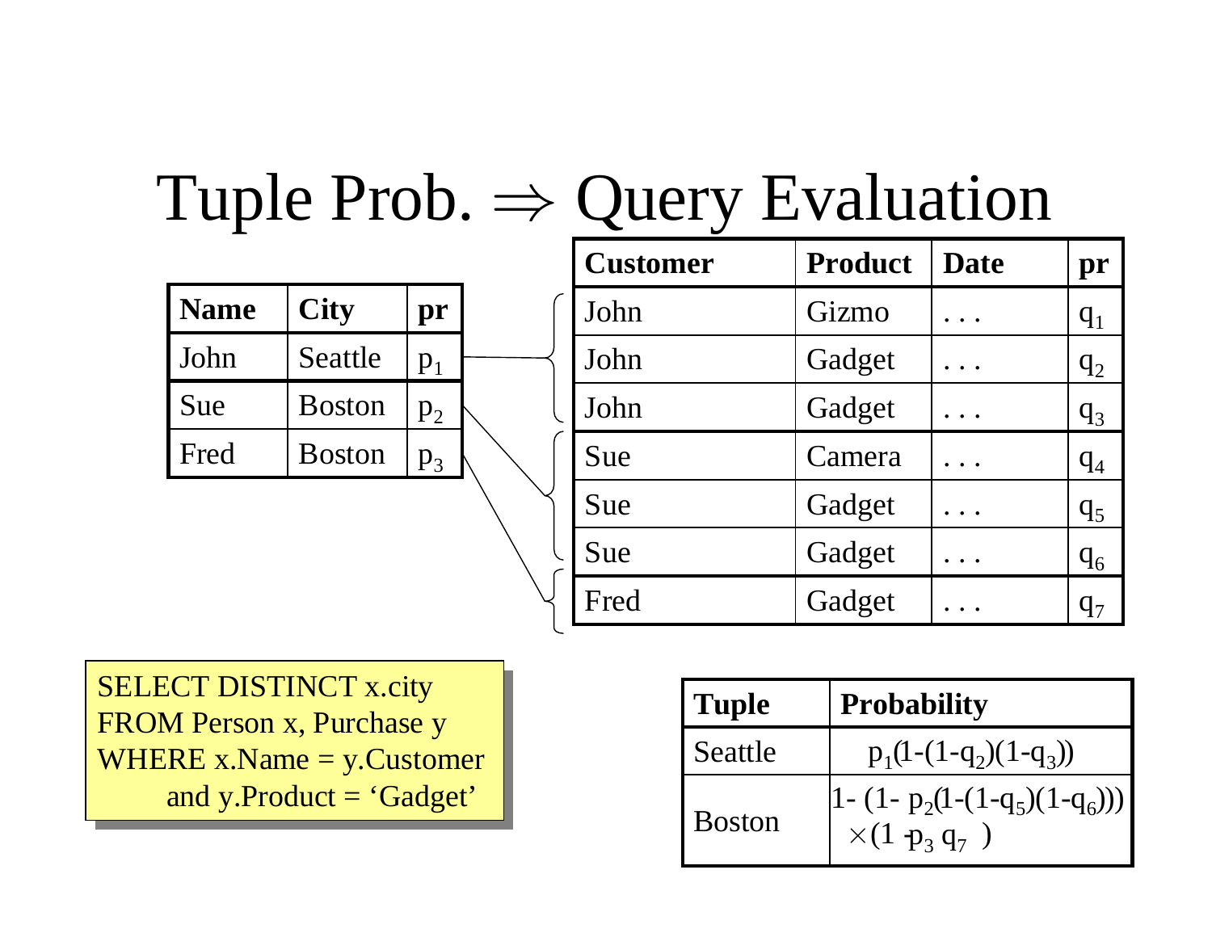# Tuple Prob. ⇒ Query Evaluation

| Name | City | pr |
|---|---|---|
| John | Seattle | $p_1$ |
| Sue | Boston | $p_2$ |
| Fred | Boston | $p_3$ |

| Customer | Product | Date | pr |
|---|---|---|---|
| John | Gizmo | . . . | $q_1$ |
| John | Gadget | . . . | $q_2$ |
| John | Gadget | . . . | $q_3$ |
| Sue | Camera | . . . | $q_4$ |
| Sue | Gadget | . . . | $q_5$ |
| Sue | Gadget | . . . | $q_6$ |
| Fred | Gadget | . . . | $q_7$ |

```
SELECT DISTINCT x.city
FROM Person x, Purchase y
WHERE x.Name = y.Customer
      and y.Product = 'Gadget'
```

| Tuple | Probability |
|---|---|
| Seattle | $p_1(1-(1-q_2)(1-q_3))$ |
| Boston | $1-(1-p_2(1-(1-q_5)(1-q_6))) \times (1-p_3 q_7)$ |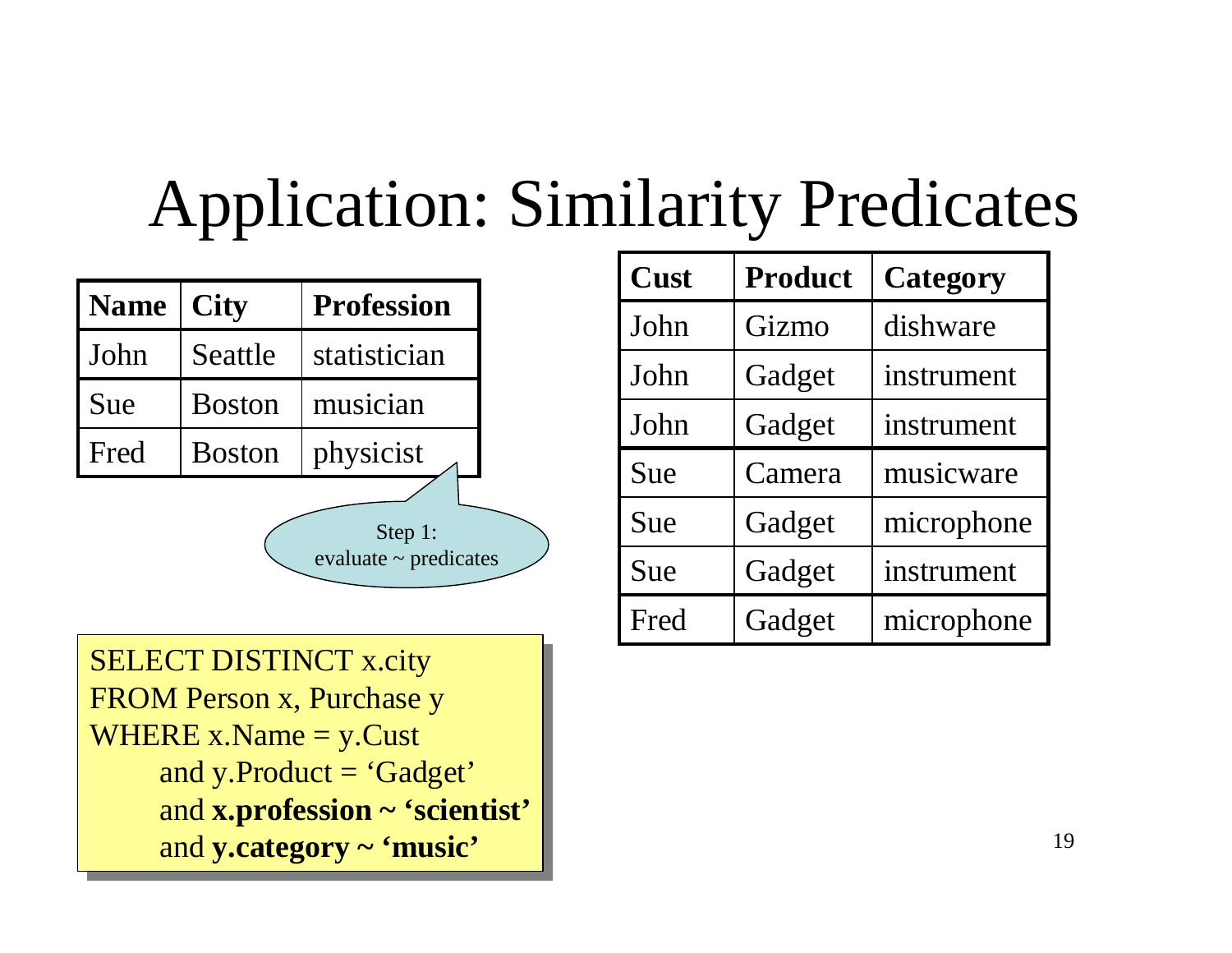# Application: Similarity Predicates

| Name | City | Profession |
|---|---|---|
| John | Seattle | statistician |
| Sue | Boston | musician |
| Fred | Boston | physicist |

Step 1: evaluate ~ predicates

```
SELECT DISTINCT x.city
FROM Person x, Purchase y
WHERE x.Name = y.Cust
      and y.Product = 'Gadget'
      and x.profession ~ 'scientist'
      and y.category ~ 'music'
```

| Cust | Product | Category |
|---|---|---|
| John | Gizmo | dishware |
| John | Gadget | instrument |
| John | Gadget | instrument |
| Sue | Camera | musicware |
| Sue | Gadget | microphone |
| Sue | Gadget | instrument |
| Fred | Gadget | microphone |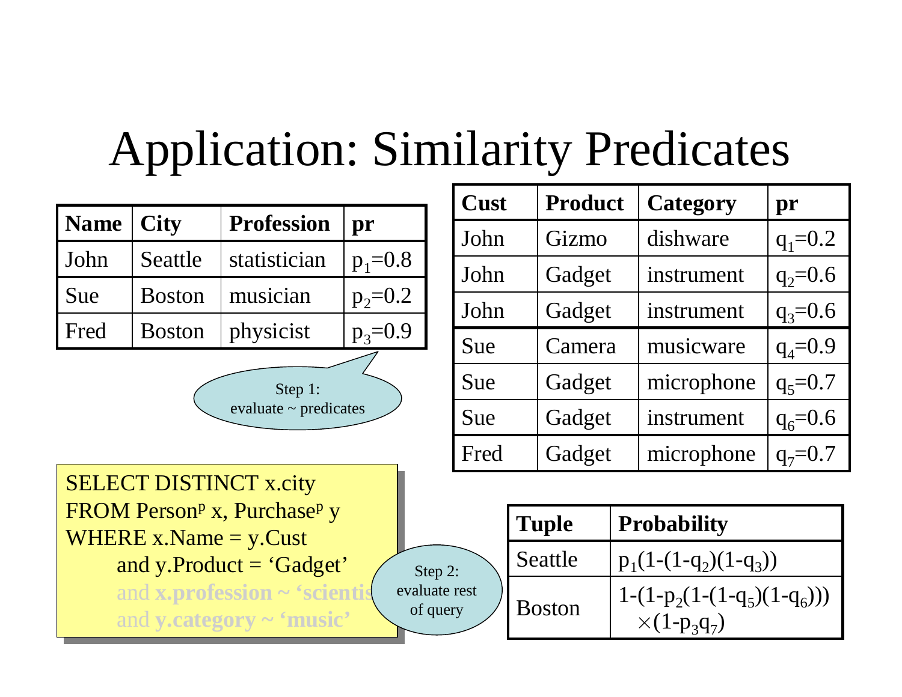# Application: Similarity Predicates

| Name | City | Profession | pr |
|---|---|---|---|
| John | Seattle | statistician | $p_1$=0.8 |
| Sue | Boston | musician | $p_2$=0.2 |
| Fred | Boston | physicist | $p_3$=0.9 |

| Cust | Product | Category | pr |
|---|---|---|---|
| John | Gizmo | dishware | $q_1$=0.2 |
| John | Gadget | instrument | $q_2$=0.6 |
| John | Gadget | instrument | $q_3$=0.6 |
| Sue | Camera | musicware | $q_4$=0.9 |
| Sue | Gadget | microphone | $q_5$=0.7 |
| Sue | Gadget | instrument | $q_6$=0.6 |
| Fred | Gadget | microphone | $q_7$=0.7 |

Step 1: evaluate ~ predicates

```
SELECT DISTINCT x.city
FROM Person^p x, Purchase^p y
WHERE x.Name = y.Cust
      and y.Product = 'Gadget'
      and x.profession ~ 'scientist'
      and y.category ~ 'music'
```

Step 2: evaluate rest of query

| Tuple | Probability |
|---|---|
| Seattle | $p_1(1-(1-q_2)(1-q_3))$ |
| Boston | $1-(1-p_2(1-(1-q_5)(1-q_6))) \times (1-p_3 q_7)$ |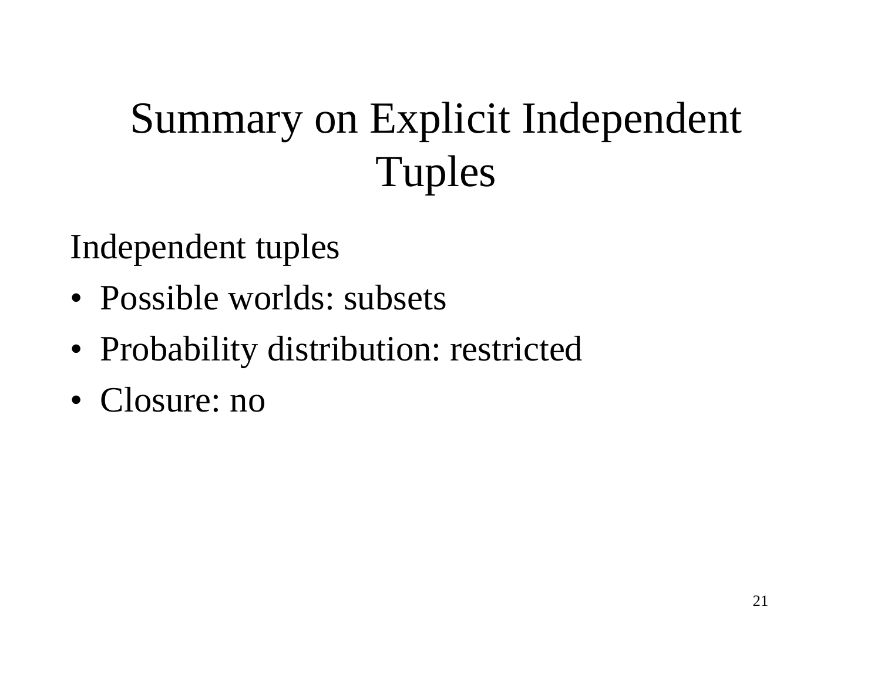# Summary on Explicit Independent Tuples

Independent tuples

- Possible worlds: subsets
- Probability distribution: restricted
- Closure: no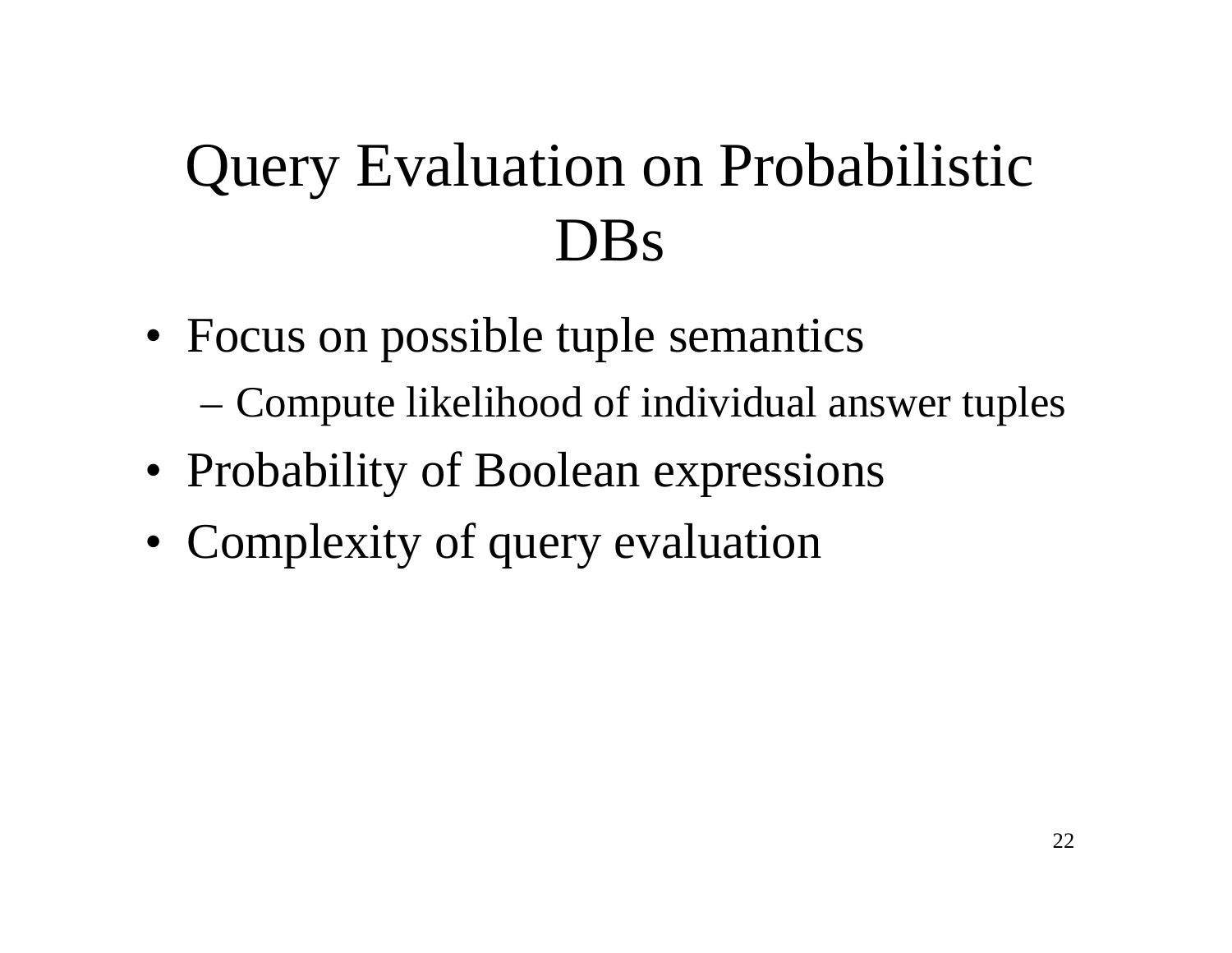# Query Evaluation on Probabilistic DBs

- Focus on possible tuple semantics
  - Compute likelihood of individual answer tuples
- Probability of Boolean expressions
- Complexity of query evaluation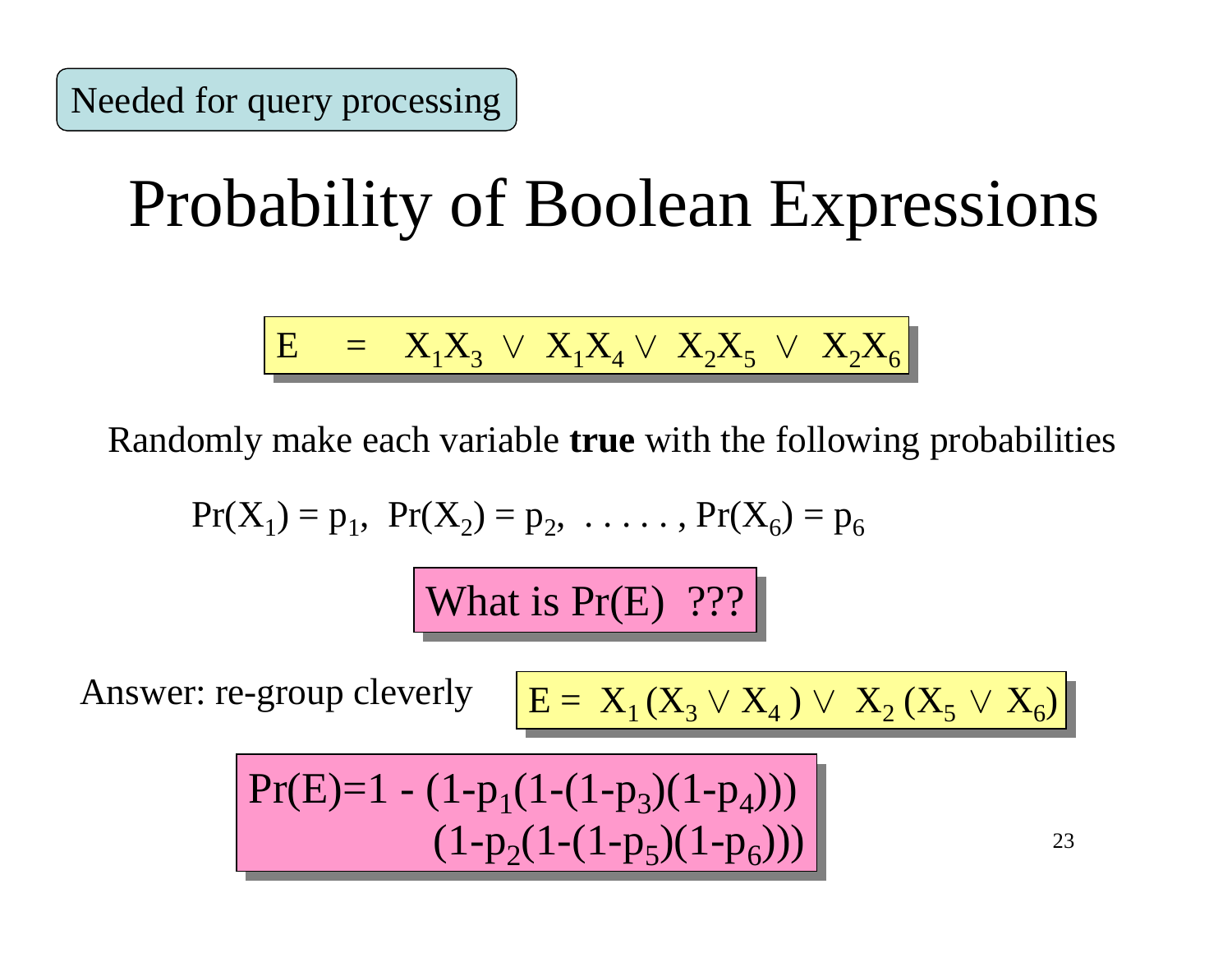Needed for query processing

# Probability of Boolean Expressions

$$E \;=\; X_1X_3 \vee X_1X_4 \vee X_2X_5 \vee X_2X_6$$

Randomly make each variable **true** with the following probabilities

$$\Pr(X_1) = p_1,\; \Pr(X_2) = p_2,\; \ldots\ldots,\; \Pr(X_6) = p_6$$

What is Pr(E) ???

Answer: re-group cleverly

$$E = X_1(X_3 \vee X_4) \vee X_2(X_5 \vee X_6)$$

$$\Pr(E) = 1 - (1-p_1(1-(1-p_3)(1-p_4)))(1-p_2(1-(1-p_5)(1-p_6)))$$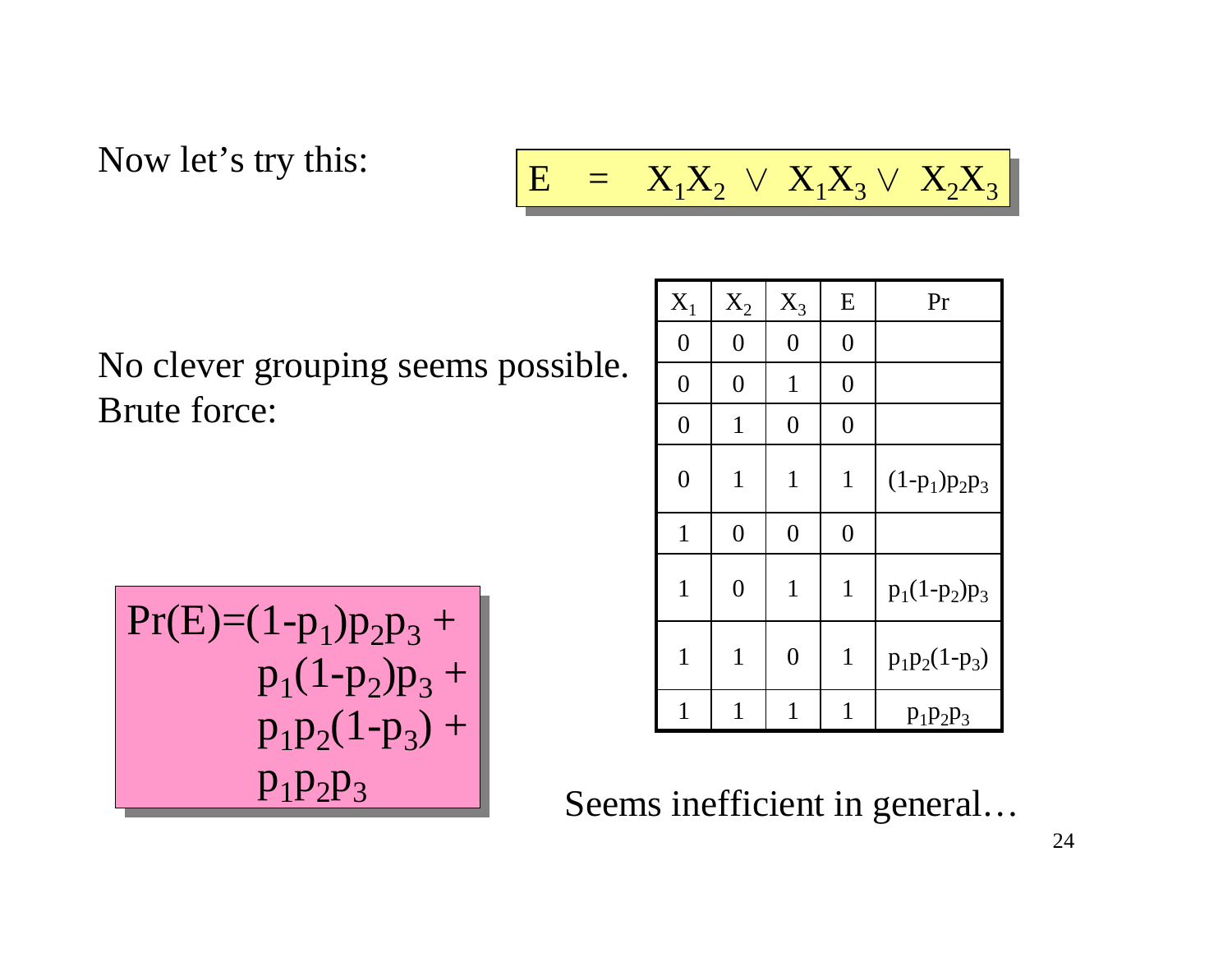Now let's try this:

$$E = X_1X_2 \lor X_1X_3 \lor X_2X_3$$

No clever grouping seems possible. Brute force:

| $X_1$ | $X_2$ | $X_3$ | E | Pr |
|---|---|---|---|---|
| 0 | 0 | 0 | 0 | |
| 0 | 0 | 1 | 0 | |
| 0 | 1 | 0 | 0 | |
| 0 | 1 | 1 | 1 | $(1-p_1)p_2p_3$ |
| 1 | 0 | 0 | 0 | |
| 1 | 0 | 1 | 1 | $p_1(1-p_2)p_3$ |
| 1 | 1 | 0 | 1 | $p_1p_2(1-p_3)$ |
| 1 | 1 | 1 | 1 | $p_1p_2p_3$ |

$$\begin{aligned}\Pr(E)=&(1-p_1)p_2p_3 + \\ &p_1(1-p_2)p_3 + \\ &p_1p_2(1-p_3) + \\ &p_1p_2p_3\end{aligned}$$

Seems inefficient in general…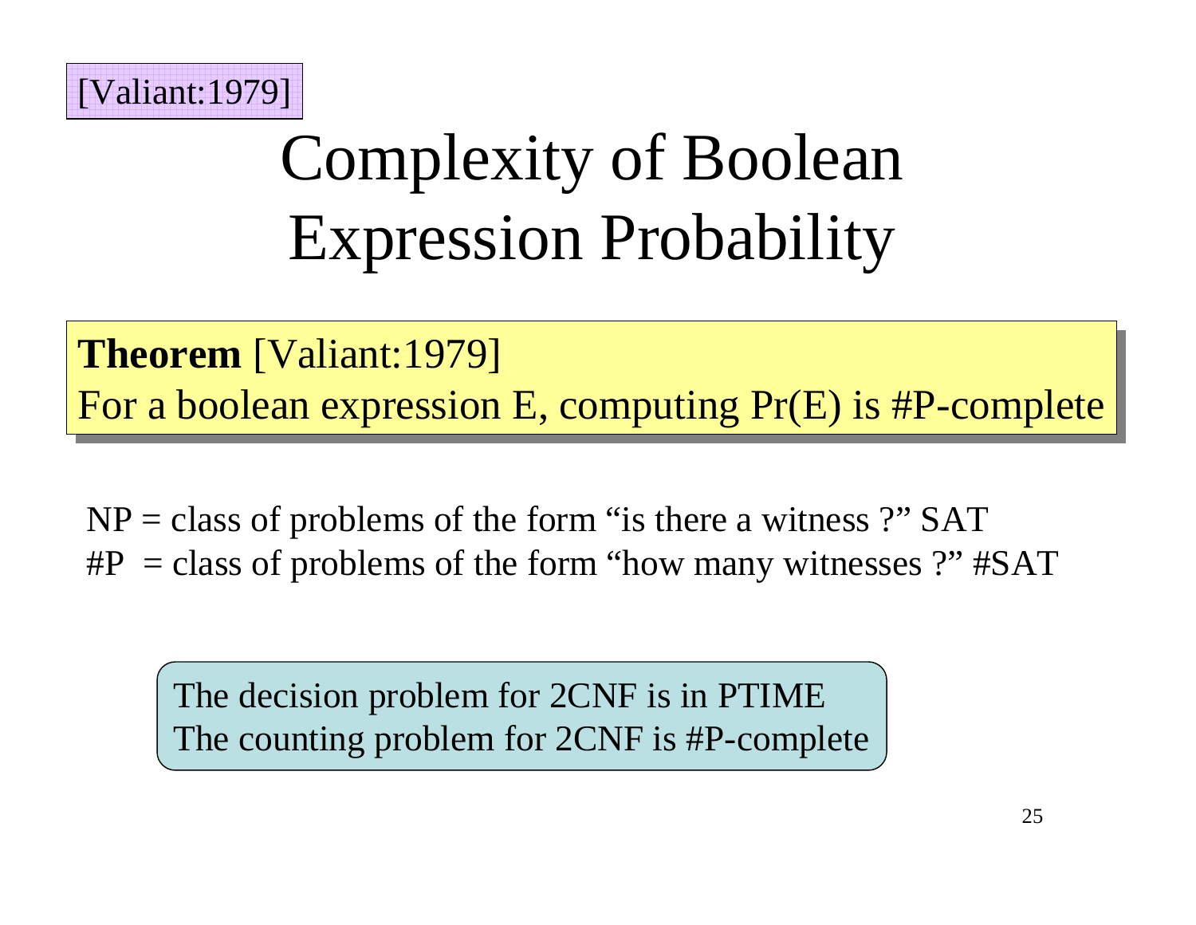[Valiant:1979]

# Complexity of Boolean Expression Probability

**Theorem** [Valiant:1979]
For a boolean expression E, computing Pr(E) is #P-complete

NP = class of problems of the form "is there a witness ?" SAT
#P = class of problems of the form "how many witnesses ?" #SAT

The decision problem for 2CNF is in PTIME
The counting problem for 2CNF is #P-complete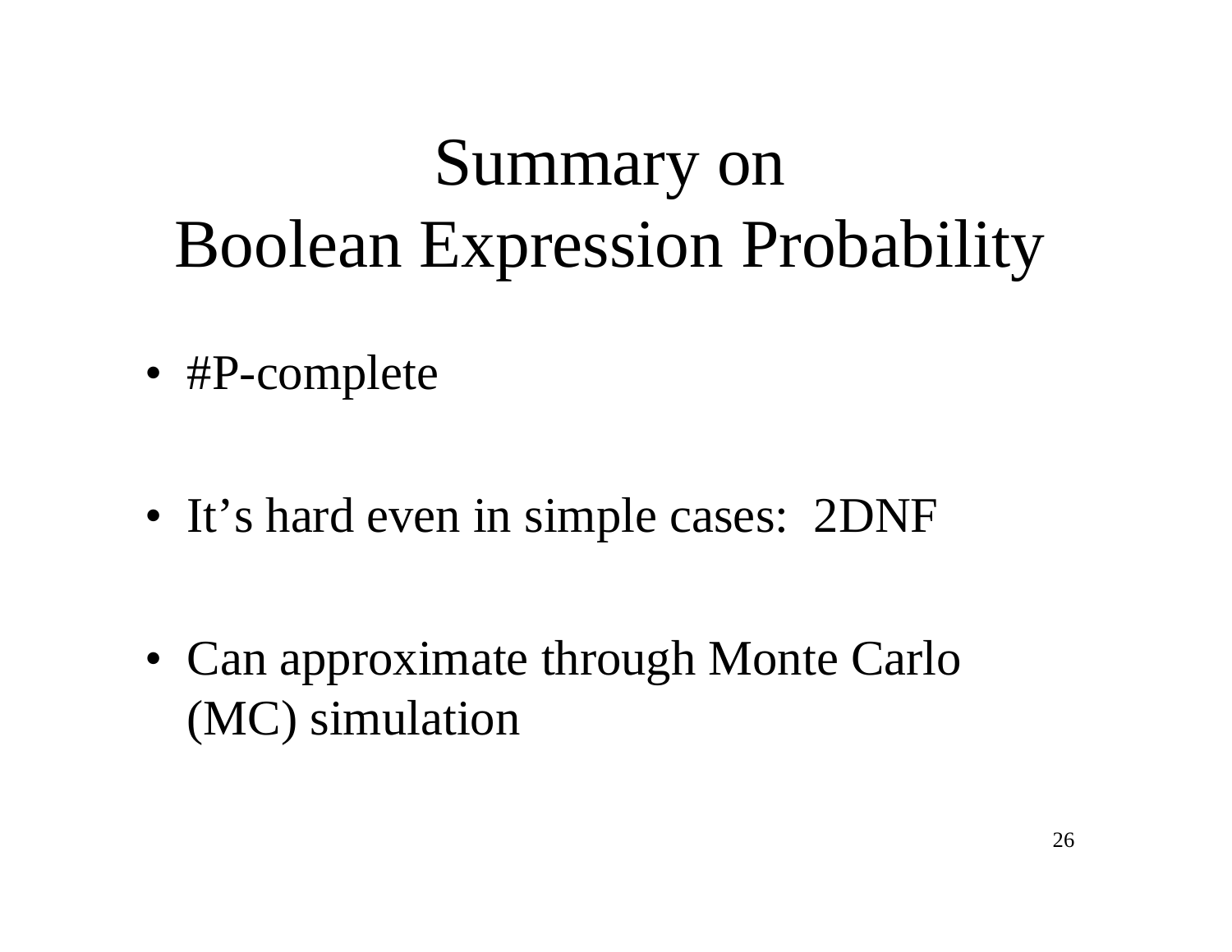# Summary on Boolean Expression Probability

- #P-complete
- It's hard even in simple cases:  2DNF
- Can approximate through Monte Carlo (MC) simulation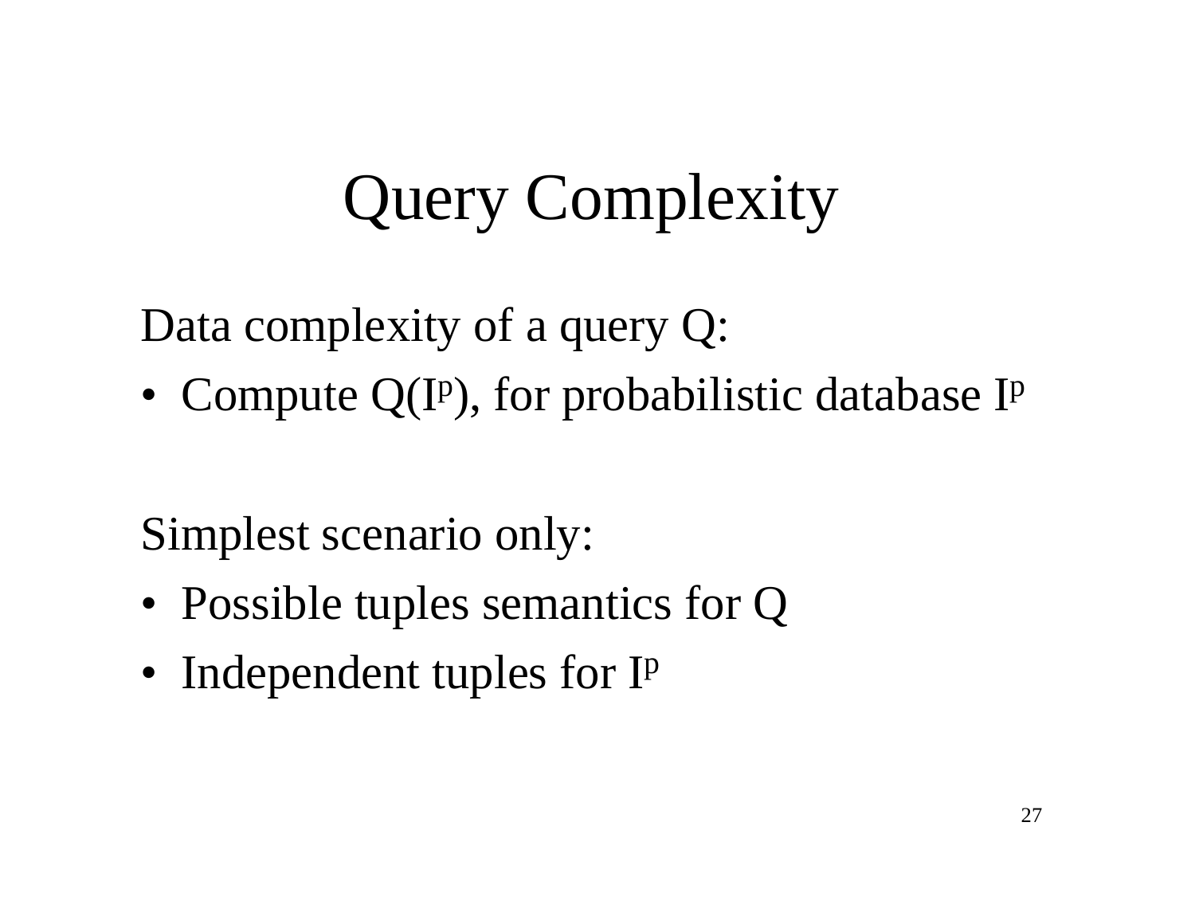# Query Complexity

Data complexity of a query Q:

- Compute $Q(I^p)$, for probabilistic database $I^p$

Simplest scenario only:

- Possible tuples semantics for Q
- Independent tuples for $I^p$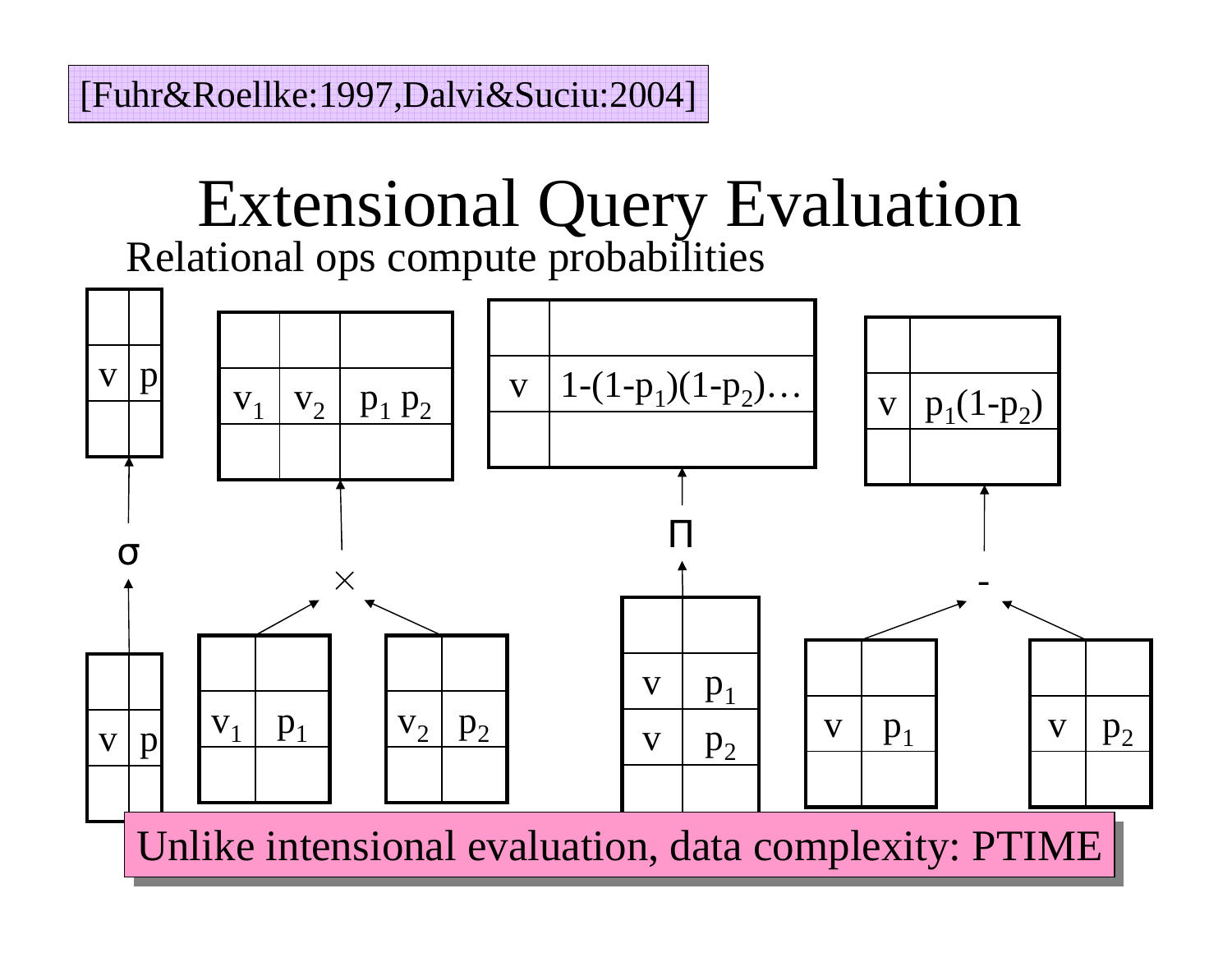[Fuhr&Roellke:1997,Dalvi&Suciu:2004]

# Extensional Query Evaluation

Relational ops compute probabilities

**σ (selection):**

Input:

| | |
|---|---|
| v | p |

Output:

| | |
|---|---|
| v | p |

**× (cross product):**

Inputs:

| | |
|---|---|
| $v_1$ | $p_1$ |

| | |
|---|---|
| $v_2$ | $p_2$ |

Output:

| | | |
|---|---|---|
| $v_1$ | $v_2$ | $p_1 p_2$ |

**Π (projection):**

Input:

| | |
|---|---|
| v | $p_1$ |
| v | $p_2$ |

Output:

| | |
|---|---|
| v | $1-(1-p_1)(1-p_2)\ldots$ |

**- (difference):**

Inputs:

| | |
|---|---|
| v | $p_1$ |

| | |
|---|---|
| v | $p_2$ |

Output:

| | |
|---|---|
| v | $p_1(1-p_2)$ |

Unlike intensional evaluation, data complexity: PTIME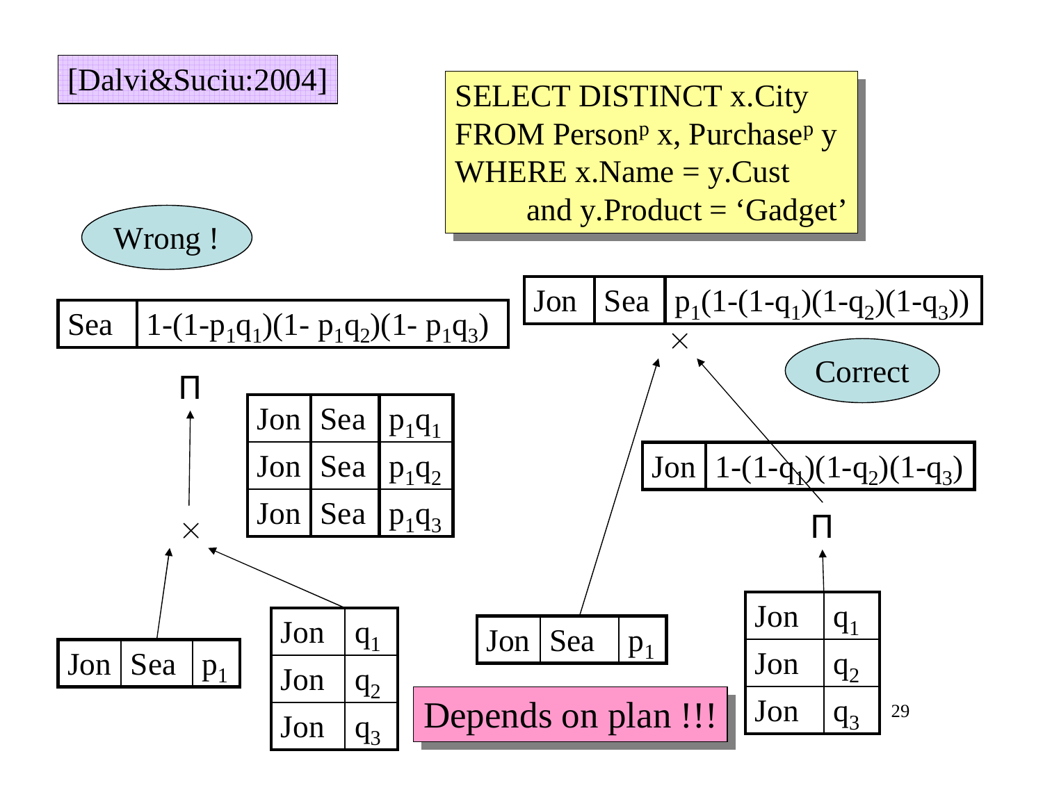[Dalvi&Suciu:2004]

```
SELECT DISTINCT x.City
FROM Person^p x, Purchase^p y
WHERE x.Name = y.Cust
      and y.Product = 'Gadget'
```

**Wrong !**

| | |
|---|---|
| Sea | $1-(1-p_1q_1)(1-p_1q_2)(1-p_1q_3)$ |

$\Pi$

| | | |
|---|---|---|
| Jon | Sea | $p_1q_1$ |
| Jon | Sea | $p_1q_2$ |
| Jon | Sea | $p_1q_3$ |

$\times$

| | | |
|---|---|---|
| Jon | Sea | $p_1$ |

| | |
|---|---|
| Jon | $q_1$ |
| Jon | $q_2$ |
| Jon | $q_3$ |

**Correct**

| | | |
|---|---|---|
| Jon | Sea | $p_1(1-(1-q_1)(1-q_2)(1-q_3))$ |

$\times$

| | | |
|---|---|---|
| Jon | Sea | $p_1$ |

| | |
|---|---|
| Jon | $1-(1-q_1)(1-q_2)(1-q_3)$ |

$\Pi$

| | |
|---|---|
| Jon | $q_1$ |
| Jon | $q_2$ |
| Jon | $q_3$ |

**Depends on plan !!!**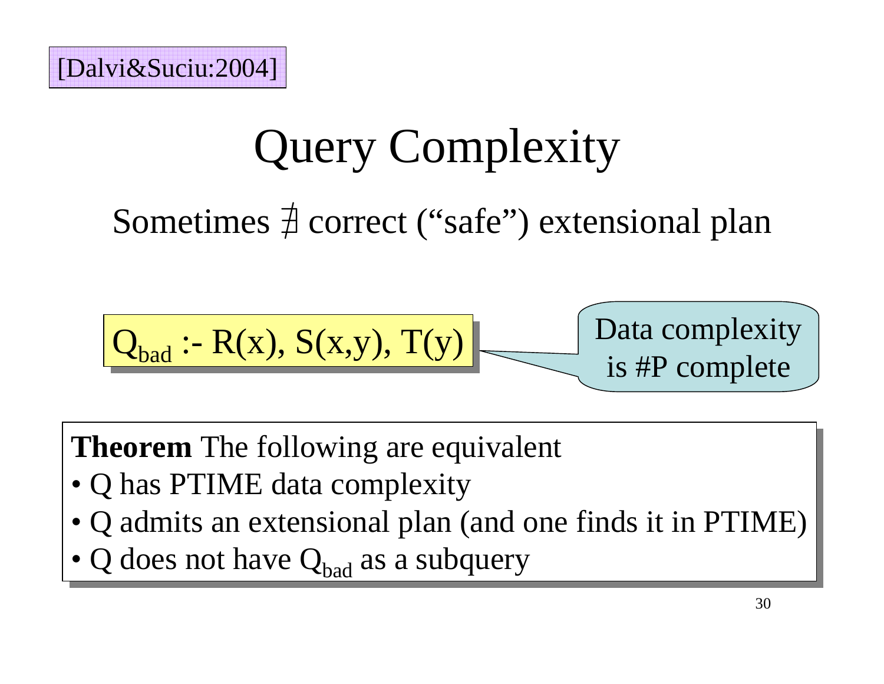[Dalvi&Suciu:2004]

# Query Complexity

Sometimes $\nexists$ correct ("safe") extensional plan

$Q_{bad}$ :- R(x), S(x,y), T(y)

Data complexity is #P complete

**Theorem** The following are equivalent

- Q has PTIME data complexity
- Q admits an extensional plan (and one finds it in PTIME)
- Q does not have $Q_{bad}$ as a subquery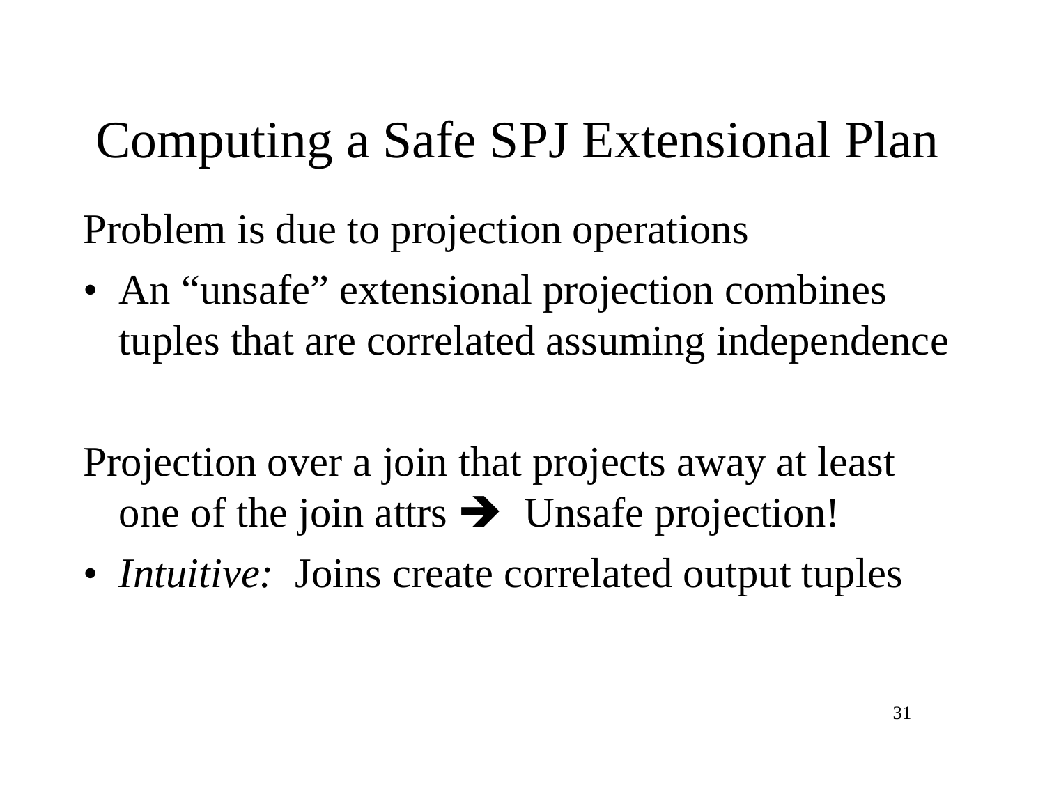# Computing a Safe SPJ Extensional Plan

Problem is due to projection operations

- An "unsafe" extensional projection combines tuples that are correlated assuming independence

Projection over a join that projects away at least one of the join attrs ➔ Unsafe projection!

- *Intuitive:* Joins create correlated output tuples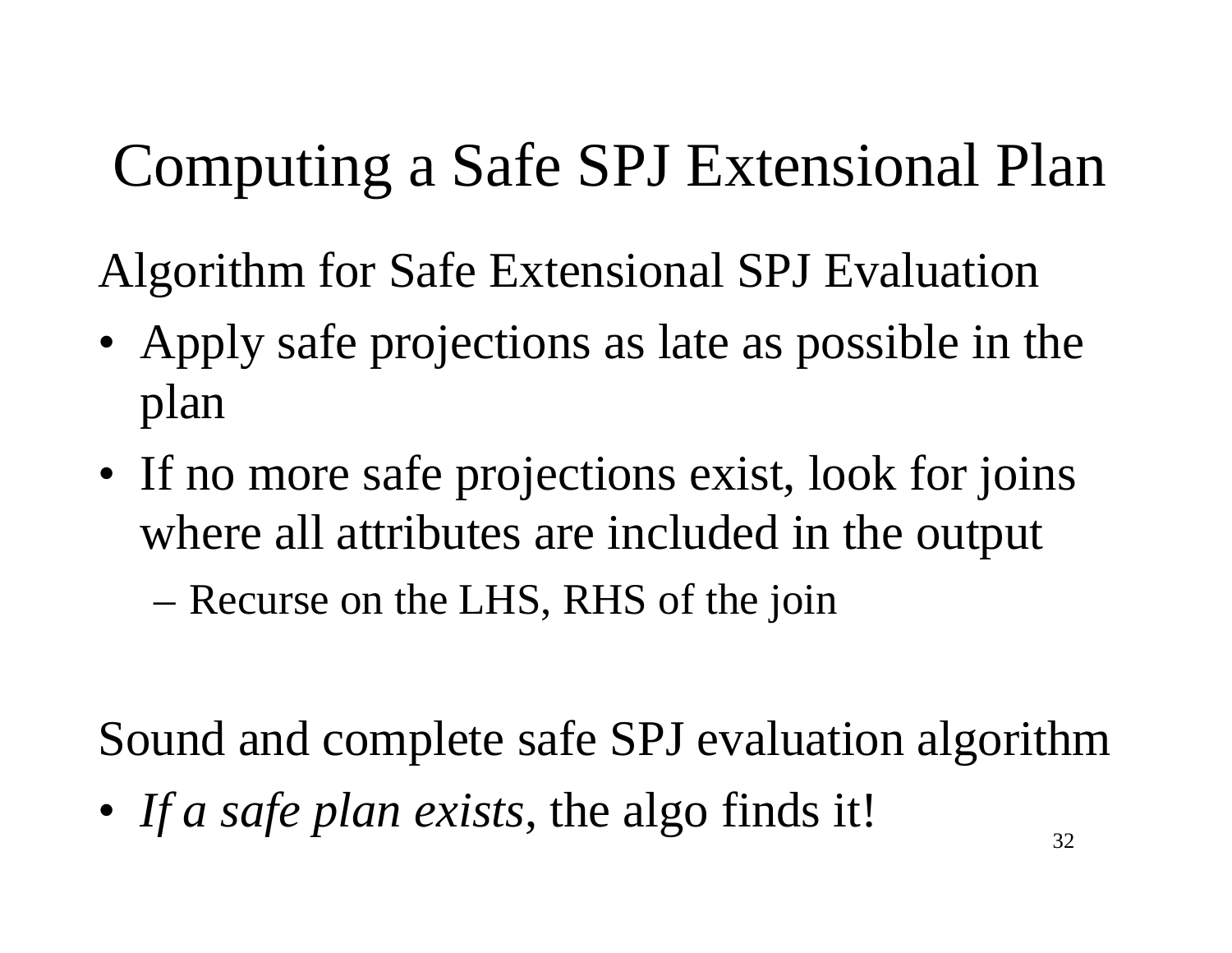# Computing a Safe SPJ Extensional Plan

Algorithm for Safe Extensional SPJ Evaluation

- Apply safe projections as late as possible in the plan
- If no more safe projections exist, look for joins where all attributes are included in the output
  - Recurse on the LHS, RHS of the join

Sound and complete safe SPJ evaluation algorithm

- *If a safe plan exists*, the algo finds it!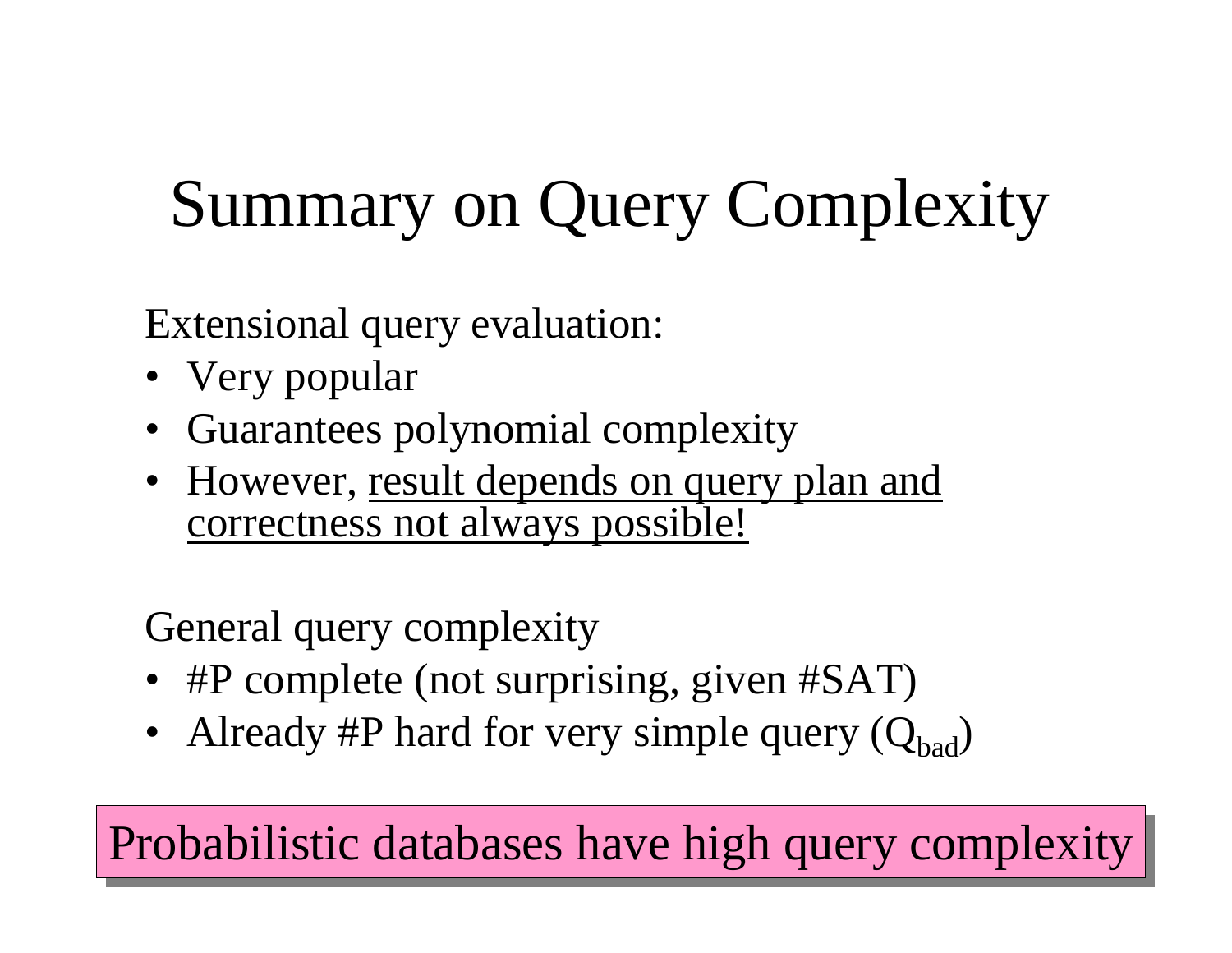# Summary on Query Complexity

Extensional query evaluation:

- Very popular
- Guarantees polynomial complexity
- However, <u>result depends on query plan and correctness not always possible!</u>

General query complexity

- #P complete (not surprising, given #SAT)
- Already #P hard for very simple query ($Q_{bad}$)

Probabilistic databases have high query complexity